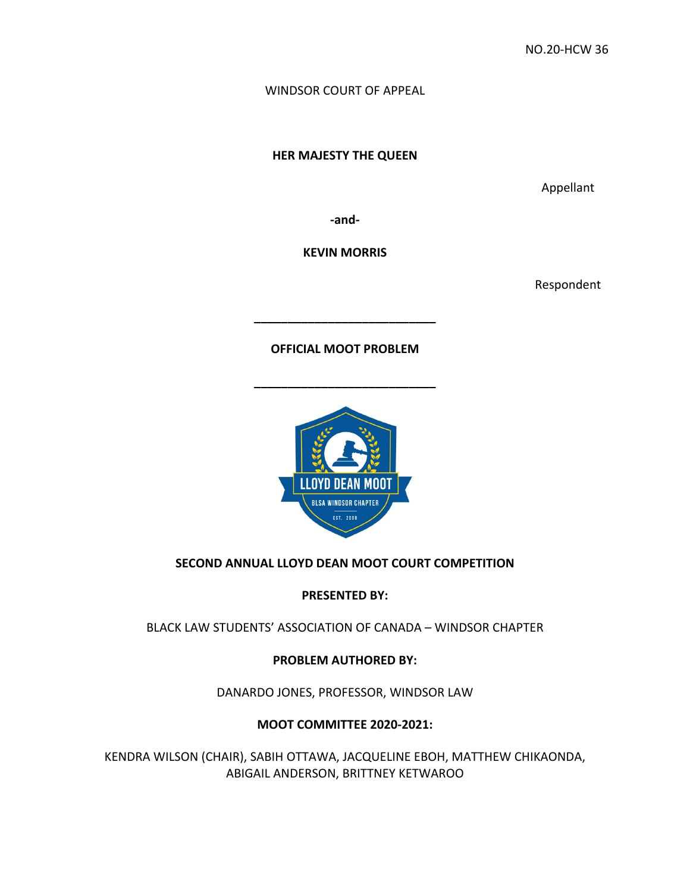NO.20-HCW 36

WINDSOR COURT OF APPEAL

**HER MAJESTY THE QUEEN**

Appellant

**-and-**

**KEVIN MORRIS**

Respondent

---

**OFFICIAL MOOT PROBLEM**

---

**SECOND ANNUAL LLOYD DEAN MOOT COURT COMPETITION**

**PRESENTED BY:**

BLACK LAW STUDENTS' ASSOCIATION OF CANADA – WINDSOR CHAPTER

**PROBLEM AUTHORED BY:**

DANARDO JONES, PROFESSOR, WINDSOR LAW

**MOOT COMMITTEE 2020-2021:**

KENDRA WILSON (CHAIR), SABIH OTTAWA, JACQUELINE EBOH, MATTHEW CHIKAONDA, ABIGAIL ANDERSON, BRITTNEY KETWAROO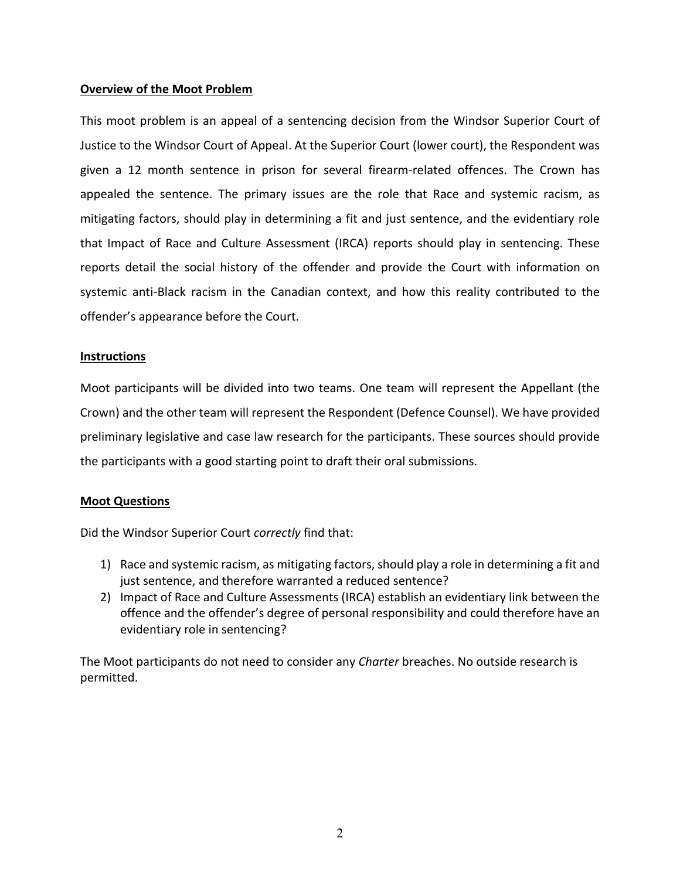**Overview of the Moot Problem**

This moot problem is an appeal of a sentencing decision from the Windsor Superior Court of Justice to the Windsor Court of Appeal. At the Superior Court (lower court), the Respondent was given a 12 month sentence in prison for several firearm-related offences. The Crown has appealed the sentence. The primary issues are the role that Race and systemic racism, as mitigating factors, should play in determining a fit and just sentence, and the evidentiary role that Impact of Race and Culture Assessment (IRCA) reports should play in sentencing. These reports detail the social history of the offender and provide the Court with information on systemic anti-Black racism in the Canadian context, and how this reality contributed to the offender's appearance before the Court.

**Instructions**

Moot participants will be divided into two teams. One team will represent the Appellant (the Crown) and the other team will represent the Respondent (Defence Counsel). We have provided preliminary legislative and case law research for the participants. These sources should provide the participants with a good starting point to draft their oral submissions.

**Moot Questions**

Did the Windsor Superior Court *correctly* find that:

1) Race and systemic racism, as mitigating factors, should play a role in determining a fit and just sentence, and therefore warranted a reduced sentence?
2) Impact of Race and Culture Assessments (IRCA) establish an evidentiary link between the offence and the offender's degree of personal responsibility and could therefore have an evidentiary role in sentencing?

The Moot participants do not need to consider any *Charter* breaches. No outside research is permitted.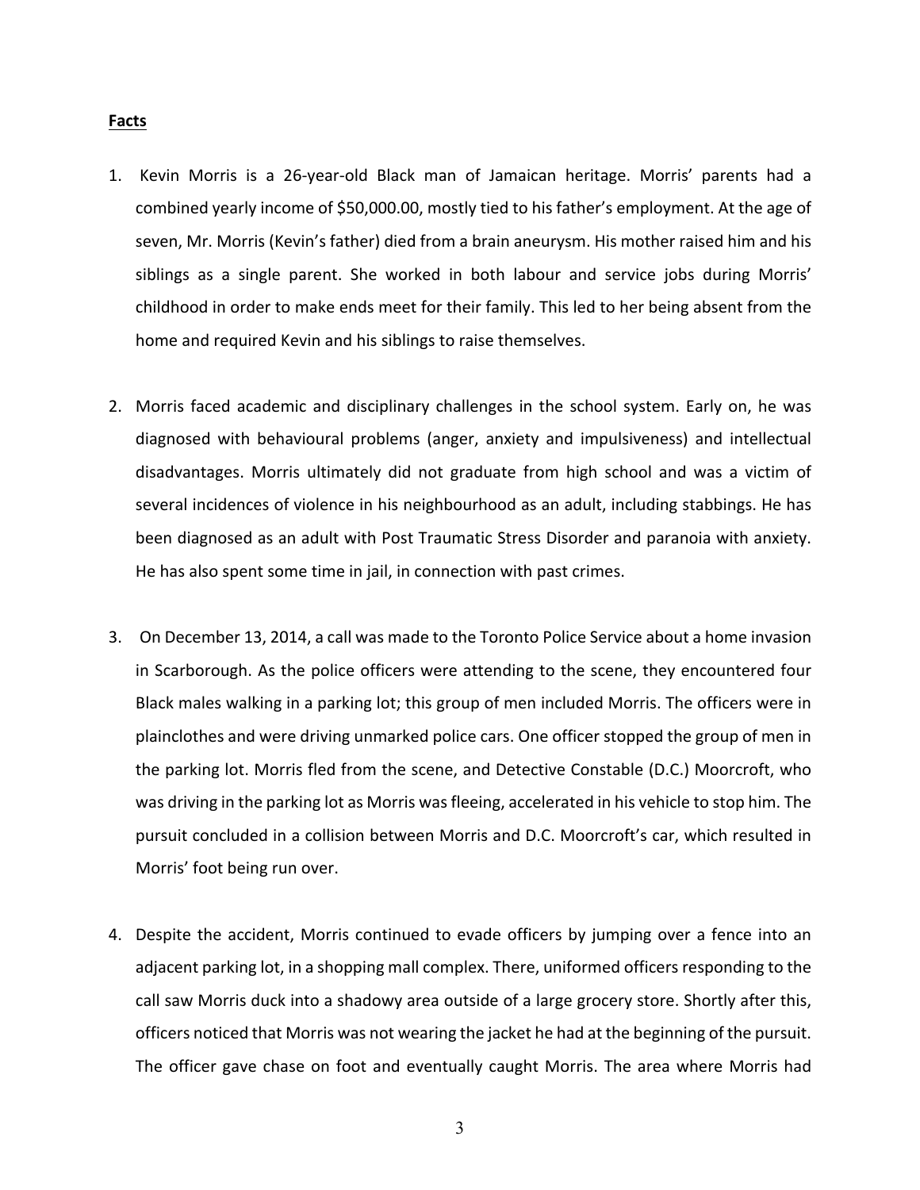## **Facts**

1. Kevin Morris is a 26-year-old Black man of Jamaican heritage. Morris' parents had a combined yearly income of $50,000.00, mostly tied to his father's employment. At the age of seven, Mr. Morris (Kevin's father) died from a brain aneurysm. His mother raised him and his siblings as a single parent. She worked in both labour and service jobs during Morris' childhood in order to make ends meet for their family. This led to her being absent from the home and required Kevin and his siblings to raise themselves.

2. Morris faced academic and disciplinary challenges in the school system. Early on, he was diagnosed with behavioural problems (anger, anxiety and impulsiveness) and intellectual disadvantages. Morris ultimately did not graduate from high school and was a victim of several incidences of violence in his neighbourhood as an adult, including stabbings. He has been diagnosed as an adult with Post Traumatic Stress Disorder and paranoia with anxiety. He has also spent some time in jail, in connection with past crimes.

3. On December 13, 2014, a call was made to the Toronto Police Service about a home invasion in Scarborough. As the police officers were attending to the scene, they encountered four Black males walking in a parking lot; this group of men included Morris. The officers were in plainclothes and were driving unmarked police cars. One officer stopped the group of men in the parking lot. Morris fled from the scene, and Detective Constable (D.C.) Moorcroft, who was driving in the parking lot as Morris was fleeing, accelerated in his vehicle to stop him. The pursuit concluded in a collision between Morris and D.C. Moorcroft's car, which resulted in Morris' foot being run over.

4. Despite the accident, Morris continued to evade officers by jumping over a fence into an adjacent parking lot, in a shopping mall complex. There, uniformed officers responding to the call saw Morris duck into a shadowy area outside of a large grocery store. Shortly after this, officers noticed that Morris was not wearing the jacket he had at the beginning of the pursuit. The officer gave chase on foot and eventually caught Morris. The area where Morris had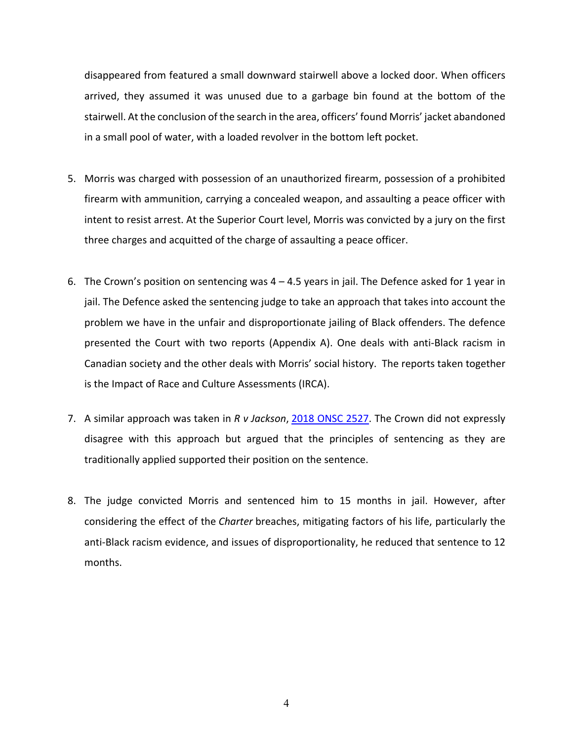disappeared from featured a small downward stairwell above a locked door. When officers arrived, they assumed it was unused due to a garbage bin found at the bottom of the stairwell. At the conclusion of the search in the area, officers' found Morris' jacket abandoned in a small pool of water, with a loaded revolver in the bottom left pocket.

5. Morris was charged with possession of an unauthorized firearm, possession of a prohibited firearm with ammunition, carrying a concealed weapon, and assaulting a peace officer with intent to resist arrest. At the Superior Court level, Morris was convicted by a jury on the first three charges and acquitted of the charge of assaulting a peace officer.

6. The Crown's position on sentencing was 4 – 4.5 years in jail. The Defence asked for 1 year in jail. The Defence asked the sentencing judge to take an approach that takes into account the problem we have in the unfair and disproportionate jailing of Black offenders. The defence presented the Court with two reports (Appendix A). One deals with anti-Black racism in Canadian society and the other deals with Morris' social history. The reports taken together is the Impact of Race and Culture Assessments (IRCA).

7. A similar approach was taken in *R v Jackson*, 2018 ONSC 2527. The Crown did not expressly disagree with this approach but argued that the principles of sentencing as they are traditionally applied supported their position on the sentence.

8. The judge convicted Morris and sentenced him to 15 months in jail. However, after considering the effect of the *Charter* breaches, mitigating factors of his life, particularly the anti-Black racism evidence, and issues of disproportionality, he reduced that sentence to 12 months.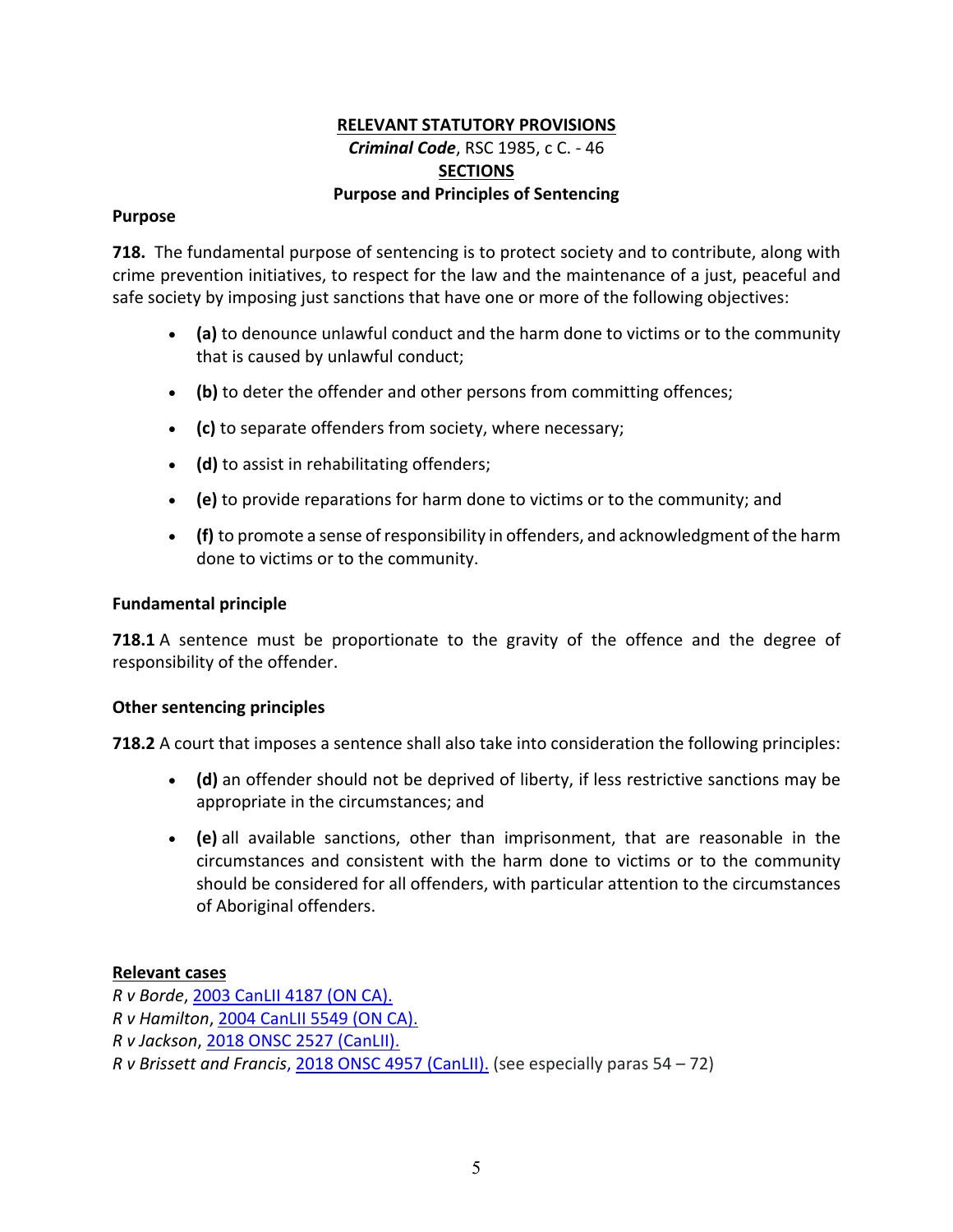## RELEVANT STATUTORY PROVISIONS

***Criminal Code***, RSC 1985, c C. - 46

**SECTIONS**

**Purpose and Principles of Sentencing**

**Purpose**

**718.** The fundamental purpose of sentencing is to protect society and to contribute, along with crime prevention initiatives, to respect for the law and the maintenance of a just, peaceful and safe society by imposing just sanctions that have one or more of the following objectives:

- **(a)** to denounce unlawful conduct and the harm done to victims or to the community that is caused by unlawful conduct;
- **(b)** to deter the offender and other persons from committing offences;
- **(c)** to separate offenders from society, where necessary;
- **(d)** to assist in rehabilitating offenders;
- **(e)** to provide reparations for harm done to victims or to the community; and
- **(f)** to promote a sense of responsibility in offenders, and acknowledgment of the harm done to victims or to the community.

**Fundamental principle**

**718.1** A sentence must be proportionate to the gravity of the offence and the degree of responsibility of the offender.

**Other sentencing principles**

**718.2** A court that imposes a sentence shall also take into consideration the following principles:

- **(d)** an offender should not be deprived of liberty, if less restrictive sanctions may be appropriate in the circumstances; and
- **(e)** all available sanctions, other than imprisonment, that are reasonable in the circumstances and consistent with the harm done to victims or to the community should be considered for all offenders, with particular attention to the circumstances of Aboriginal offenders.

**Relevant cases**

*R v Borde*, 2003 CanLII 4187 (ON CA).
*R v Hamilton*, 2004 CanLII 5549 (ON CA).
*R v Jackson*, 2018 ONSC 2527 (CanLII).
*R v Brissett and Francis*, 2018 ONSC 4957 (CanLII). (see especially paras 54 – 72)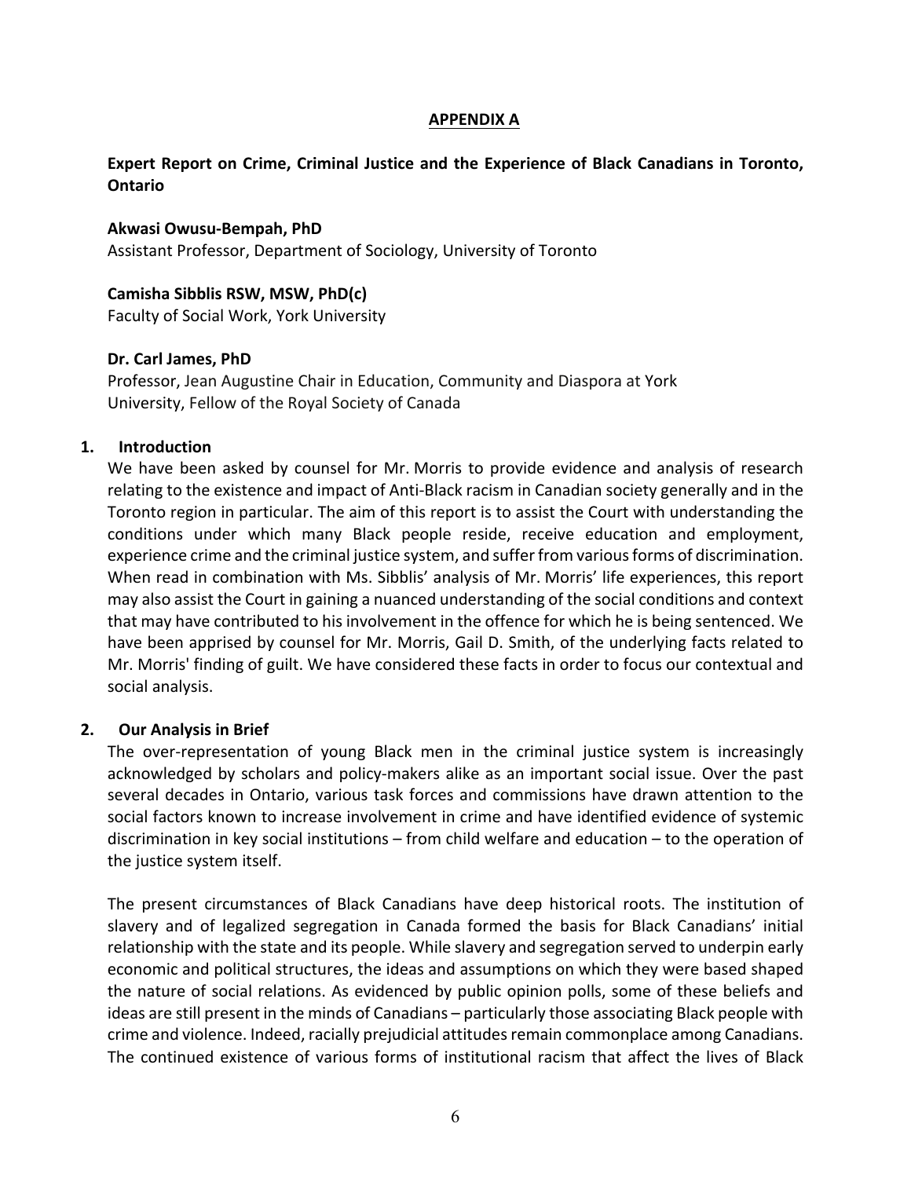**APPENDIX A**

**Expert Report on Crime, Criminal Justice and the Experience of Black Canadians in Toronto, Ontario**

**Akwasi Owusu-Bempah, PhD**
Assistant Professor, Department of Sociology, University of Toronto

**Camisha Sibblis RSW, MSW, PhD(c)**
Faculty of Social Work, York University

**Dr. Carl James, PhD**
Professor, Jean Augustine Chair in Education, Community and Diaspora at York University, Fellow of the Royal Society of Canada

## 1. Introduction

We have been asked by counsel for Mr. Morris to provide evidence and analysis of research relating to the existence and impact of Anti-Black racism in Canadian society generally and in the Toronto region in particular. The aim of this report is to assist the Court with understanding the conditions under which many Black people reside, receive education and employment, experience crime and the criminal justice system, and suffer from various forms of discrimination. When read in combination with Ms. Sibblis' analysis of Mr. Morris' life experiences, this report may also assist the Court in gaining a nuanced understanding of the social conditions and context that may have contributed to his involvement in the offence for which he is being sentenced. We have been apprised by counsel for Mr. Morris, Gail D. Smith, of the underlying facts related to Mr. Morris' finding of guilt. We have considered these facts in order to focus our contextual and social analysis.

## 2. Our Analysis in Brief

The over-representation of young Black men in the criminal justice system is increasingly acknowledged by scholars and policy-makers alike as an important social issue. Over the past several decades in Ontario, various task forces and commissions have drawn attention to the social factors known to increase involvement in crime and have identified evidence of systemic discrimination in key social institutions – from child welfare and education – to the operation of the justice system itself.

The present circumstances of Black Canadians have deep historical roots. The institution of slavery and of legalized segregation in Canada formed the basis for Black Canadians' initial relationship with the state and its people. While slavery and segregation served to underpin early economic and political structures, the ideas and assumptions on which they were based shaped the nature of social relations. As evidenced by public opinion polls, some of these beliefs and ideas are still present in the minds of Canadians – particularly those associating Black people with crime and violence. Indeed, racially prejudicial attitudes remain commonplace among Canadians. The continued existence of various forms of institutional racism that affect the lives of Black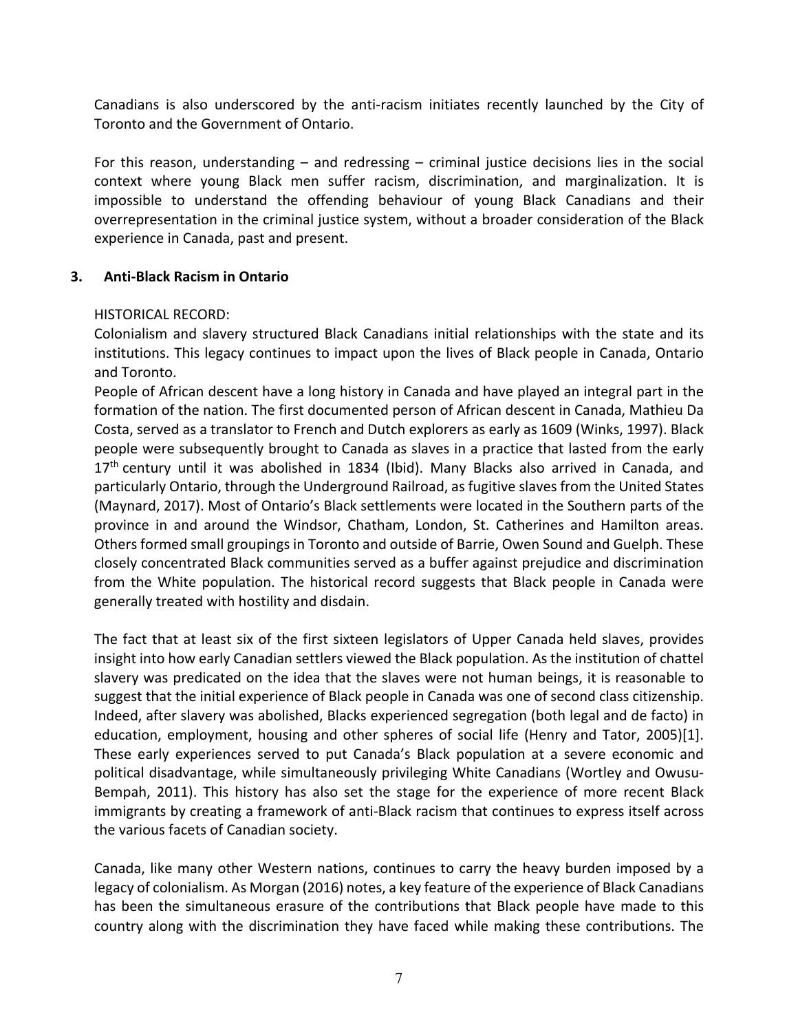Canadians is also underscored by the anti-racism initiates recently launched by the City of Toronto and the Government of Ontario.

For this reason, understanding – and redressing – criminal justice decisions lies in the social context where young Black men suffer racism, discrimination, and marginalization. It is impossible to understand the offending behaviour of young Black Canadians and their overrepresentation in the criminal justice system, without a broader consideration of the Black experience in Canada, past and present.

## 3. Anti-Black Racism in Ontario

HISTORICAL RECORD:

Colonialism and slavery structured Black Canadians initial relationships with the state and its institutions. This legacy continues to impact upon the lives of Black people in Canada, Ontario and Toronto.

People of African descent have a long history in Canada and have played an integral part in the formation of the nation. The first documented person of African descent in Canada, Mathieu Da Costa, served as a translator to French and Dutch explorers as early as 1609 (Winks, 1997). Black people were subsequently brought to Canada as slaves in a practice that lasted from the early 17th century until it was abolished in 1834 (Ibid). Many Blacks also arrived in Canada, and particularly Ontario, through the Underground Railroad, as fugitive slaves from the United States (Maynard, 2017). Most of Ontario's Black settlements were located in the Southern parts of the province in and around the Windsor, Chatham, London, St. Catherines and Hamilton areas. Others formed small groupings in Toronto and outside of Barrie, Owen Sound and Guelph. These closely concentrated Black communities served as a buffer against prejudice and discrimination from the White population. The historical record suggests that Black people in Canada were generally treated with hostility and disdain.

The fact that at least six of the first sixteen legislators of Upper Canada held slaves, provides insight into how early Canadian settlers viewed the Black population. As the institution of chattel slavery was predicated on the idea that the slaves were not human beings, it is reasonable to suggest that the initial experience of Black people in Canada was one of second class citizenship. Indeed, after slavery was abolished, Blacks experienced segregation (both legal and de facto) in education, employment, housing and other spheres of social life (Henry and Tator, 2005)[1]. These early experiences served to put Canada's Black population at a severe economic and political disadvantage, while simultaneously privileging White Canadians (Wortley and Owusu-Bempah, 2011). This history has also set the stage for the experience of more recent Black immigrants by creating a framework of anti-Black racism that continues to express itself across the various facets of Canadian society.

Canada, like many other Western nations, continues to carry the heavy burden imposed by a legacy of colonialism. As Morgan (2016) notes, a key feature of the experience of Black Canadians has been the simultaneous erasure of the contributions that Black people have made to this country along with the discrimination they have faced while making these contributions. The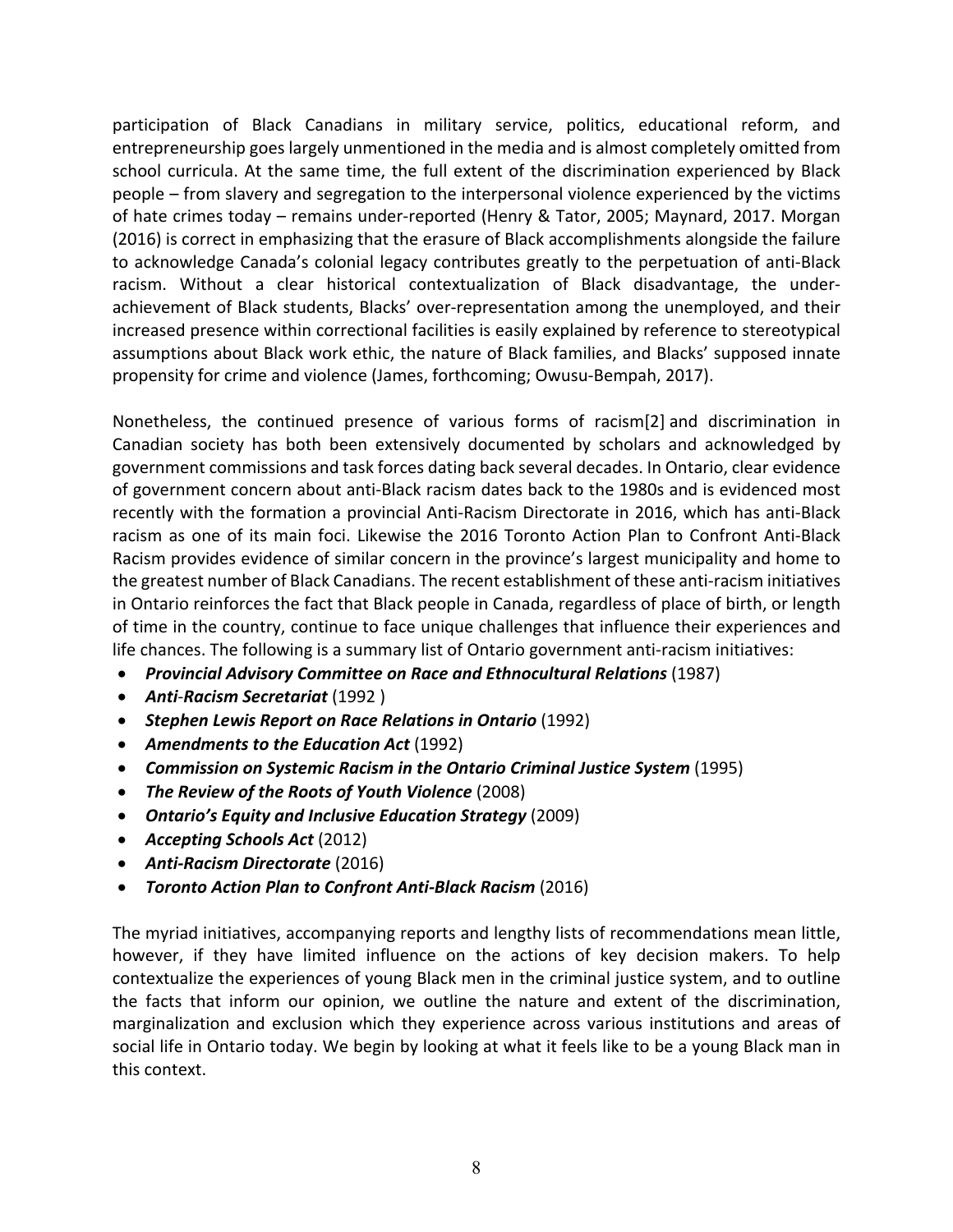participation of Black Canadians in military service, politics, educational reform, and entrepreneurship goes largely unmentioned in the media and is almost completely omitted from school curricula. At the same time, the full extent of the discrimination experienced by Black people – from slavery and segregation to the interpersonal violence experienced by the victims of hate crimes today – remains under-reported (Henry & Tator, 2005; Maynard, 2017. Morgan (2016) is correct in emphasizing that the erasure of Black accomplishments alongside the failure to acknowledge Canada's colonial legacy contributes greatly to the perpetuation of anti-Black racism. Without a clear historical contextualization of Black disadvantage, the under-achievement of Black students, Blacks' over-representation among the unemployed, and their increased presence within correctional facilities is easily explained by reference to stereotypical assumptions about Black work ethic, the nature of Black families, and Blacks' supposed innate propensity for crime and violence (James, forthcoming; Owusu-Bempah, 2017).

Nonetheless, the continued presence of various forms of racism[2] and discrimination in Canadian society has both been extensively documented by scholars and acknowledged by government commissions and task forces dating back several decades. In Ontario, clear evidence of government concern about anti-Black racism dates back to the 1980s and is evidenced most recently with the formation a provincial Anti-Racism Directorate in 2016, which has anti-Black racism as one of its main foci. Likewise the 2016 Toronto Action Plan to Confront Anti-Black Racism provides evidence of similar concern in the province's largest municipality and home to the greatest number of Black Canadians. The recent establishment of these anti-racism initiatives in Ontario reinforces the fact that Black people in Canada, regardless of place of birth, or length of time in the country, continue to face unique challenges that influence their experiences and life chances. The following is a summary list of Ontario government anti-racism initiatives:

- ***Provincial Advisory Committee on Race and Ethnocultural Relations*** (1987)
- ***Anti-Racism Secretariat*** (1992 )
- ***Stephen Lewis Report on Race Relations in Ontario*** (1992)
- ***Amendments to the Education Act*** (1992)
- ***Commission on Systemic Racism in the Ontario Criminal Justice System*** (1995)
- ***The Review of the Roots of Youth Violence*** (2008)
- ***Ontario's Equity and Inclusive Education Strategy*** (2009)
- ***Accepting Schools Act*** (2012)
- ***Anti-Racism Directorate*** (2016)
- ***Toronto Action Plan to Confront Anti-Black Racism*** (2016)

The myriad initiatives, accompanying reports and lengthy lists of recommendations mean little, however, if they have limited influence on the actions of key decision makers. To help contextualize the experiences of young Black men in the criminal justice system, and to outline the facts that inform our opinion, we outline the nature and extent of the discrimination, marginalization and exclusion which they experience across various institutions and areas of social life in Ontario today. We begin by looking at what it feels like to be a young Black man in this context.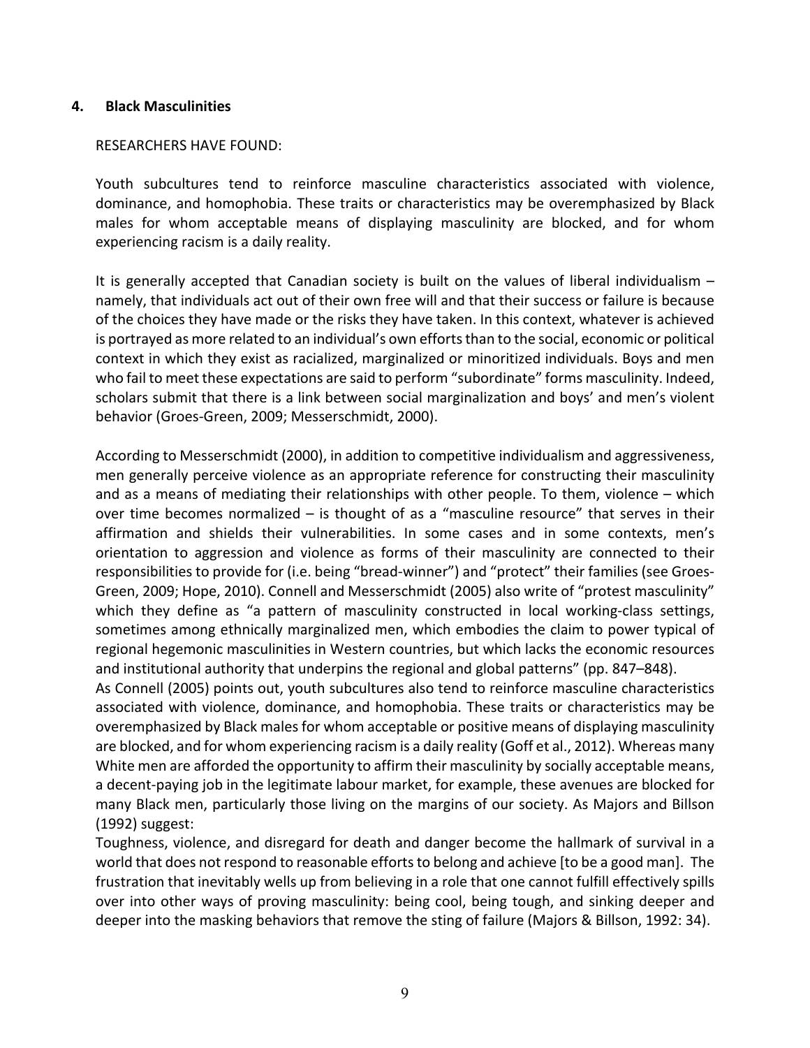## 4. Black Masculinities

RESEARCHERS HAVE FOUND:

Youth subcultures tend to reinforce masculine characteristics associated with violence, dominance, and homophobia. These traits or characteristics may be overemphasized by Black males for whom acceptable means of displaying masculinity are blocked, and for whom experiencing racism is a daily reality.

It is generally accepted that Canadian society is built on the values of liberal individualism – namely, that individuals act out of their own free will and that their success or failure is because of the choices they have made or the risks they have taken. In this context, whatever is achieved is portrayed as more related to an individual's own efforts than to the social, economic or political context in which they exist as racialized, marginalized or minoritized individuals. Boys and men who fail to meet these expectations are said to perform "subordinate" forms masculinity. Indeed, scholars submit that there is a link between social marginalization and boys' and men's violent behavior (Groes-Green, 2009; Messerschmidt, 2000).

According to Messerschmidt (2000), in addition to competitive individualism and aggressiveness, men generally perceive violence as an appropriate reference for constructing their masculinity and as a means of mediating their relationships with other people. To them, violence – which over time becomes normalized – is thought of as a "masculine resource" that serves in their affirmation and shields their vulnerabilities. In some cases and in some contexts, men's orientation to aggression and violence as forms of their masculinity are connected to their responsibilities to provide for (i.e. being "bread-winner") and "protect" their families (see Groes-Green, 2009; Hope, 2010). Connell and Messerschmidt (2005) also write of "protest masculinity" which they define as "a pattern of masculinity constructed in local working-class settings, sometimes among ethnically marginalized men, which embodies the claim to power typical of regional hegemonic masculinities in Western countries, but which lacks the economic resources and institutional authority that underpins the regional and global patterns" (pp. 847–848).

As Connell (2005) points out, youth subcultures also tend to reinforce masculine characteristics associated with violence, dominance, and homophobia. These traits or characteristics may be overemphasized by Black males for whom acceptable or positive means of displaying masculinity are blocked, and for whom experiencing racism is a daily reality (Goff et al., 2012). Whereas many White men are afforded the opportunity to affirm their masculinity by socially acceptable means, a decent-paying job in the legitimate labour market, for example, these avenues are blocked for many Black men, particularly those living on the margins of our society. As Majors and Billson (1992) suggest:

Toughness, violence, and disregard for death and danger become the hallmark of survival in a world that does not respond to reasonable efforts to belong and achieve [to be a good man]. The frustration that inevitably wells up from believing in a role that one cannot fulfill effectively spills over into other ways of proving masculinity: being cool, being tough, and sinking deeper and deeper into the masking behaviors that remove the sting of failure (Majors & Billson, 1992: 34).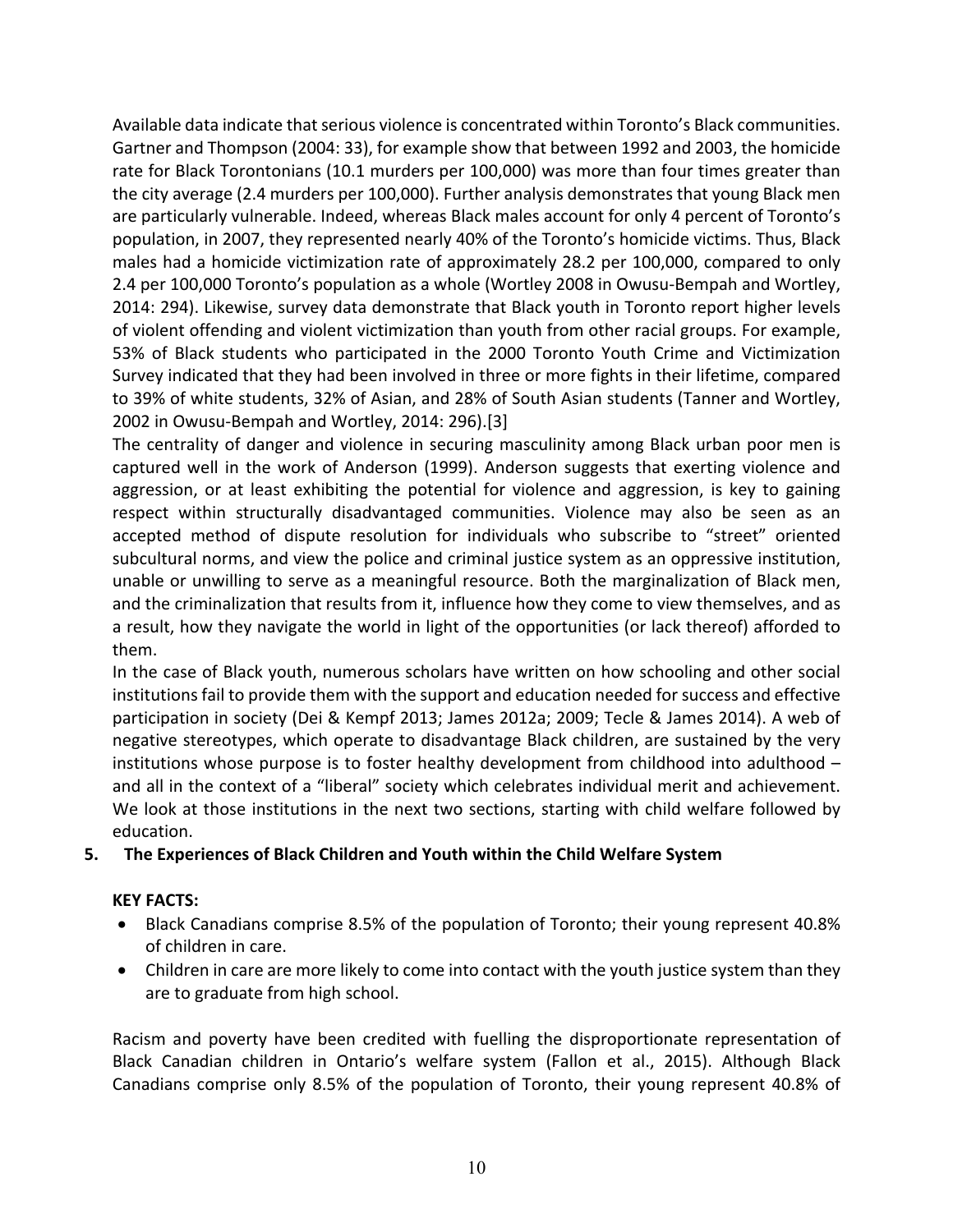Available data indicate that serious violence is concentrated within Toronto's Black communities. Gartner and Thompson (2004: 33), for example show that between 1992 and 2003, the homicide rate for Black Torontonians (10.1 murders per 100,000) was more than four times greater than the city average (2.4 murders per 100,000). Further analysis demonstrates that young Black men are particularly vulnerable. Indeed, whereas Black males account for only 4 percent of Toronto's population, in 2007, they represented nearly 40% of the Toronto's homicide victims. Thus, Black males had a homicide victimization rate of approximately 28.2 per 100,000, compared to only 2.4 per 100,000 Toronto's population as a whole (Wortley 2008 in Owusu-Bempah and Wortley, 2014: 294). Likewise, survey data demonstrate that Black youth in Toronto report higher levels of violent offending and violent victimization than youth from other racial groups. For example, 53% of Black students who participated in the 2000 Toronto Youth Crime and Victimization Survey indicated that they had been involved in three or more fights in their lifetime, compared to 39% of white students, 32% of Asian, and 28% of South Asian students (Tanner and Wortley, 2002 in Owusu-Bempah and Wortley, 2014: 296).[3]

The centrality of danger and violence in securing masculinity among Black urban poor men is captured well in the work of Anderson (1999). Anderson suggests that exerting violence and aggression, or at least exhibiting the potential for violence and aggression, is key to gaining respect within structurally disadvantaged communities. Violence may also be seen as an accepted method of dispute resolution for individuals who subscribe to "street" oriented subcultural norms, and view the police and criminal justice system as an oppressive institution, unable or unwilling to serve as a meaningful resource. Both the marginalization of Black men, and the criminalization that results from it, influence how they come to view themselves, and as a result, how they navigate the world in light of the opportunities (or lack thereof) afforded to them.

In the case of Black youth, numerous scholars have written on how schooling and other social institutions fail to provide them with the support and education needed for success and effective participation in society (Dei & Kempf 2013; James 2012a; 2009; Tecle & James 2014). A web of negative stereotypes, which operate to disadvantage Black children, are sustained by the very institutions whose purpose is to foster healthy development from childhood into adulthood – and all in the context of a "liberal" society which celebrates individual merit and achievement. We look at those institutions in the next two sections, starting with child welfare followed by education.

## 5. The Experiences of Black Children and Youth within the Child Welfare System

**KEY FACTS:**

- Black Canadians comprise 8.5% of the population of Toronto; their young represent 40.8% of children in care.
- Children in care are more likely to come into contact with the youth justice system than they are to graduate from high school.

Racism and poverty have been credited with fuelling the disproportionate representation of Black Canadian children in Ontario's welfare system (Fallon et al., 2015). Although Black Canadians comprise only 8.5% of the population of Toronto, their young represent 40.8% of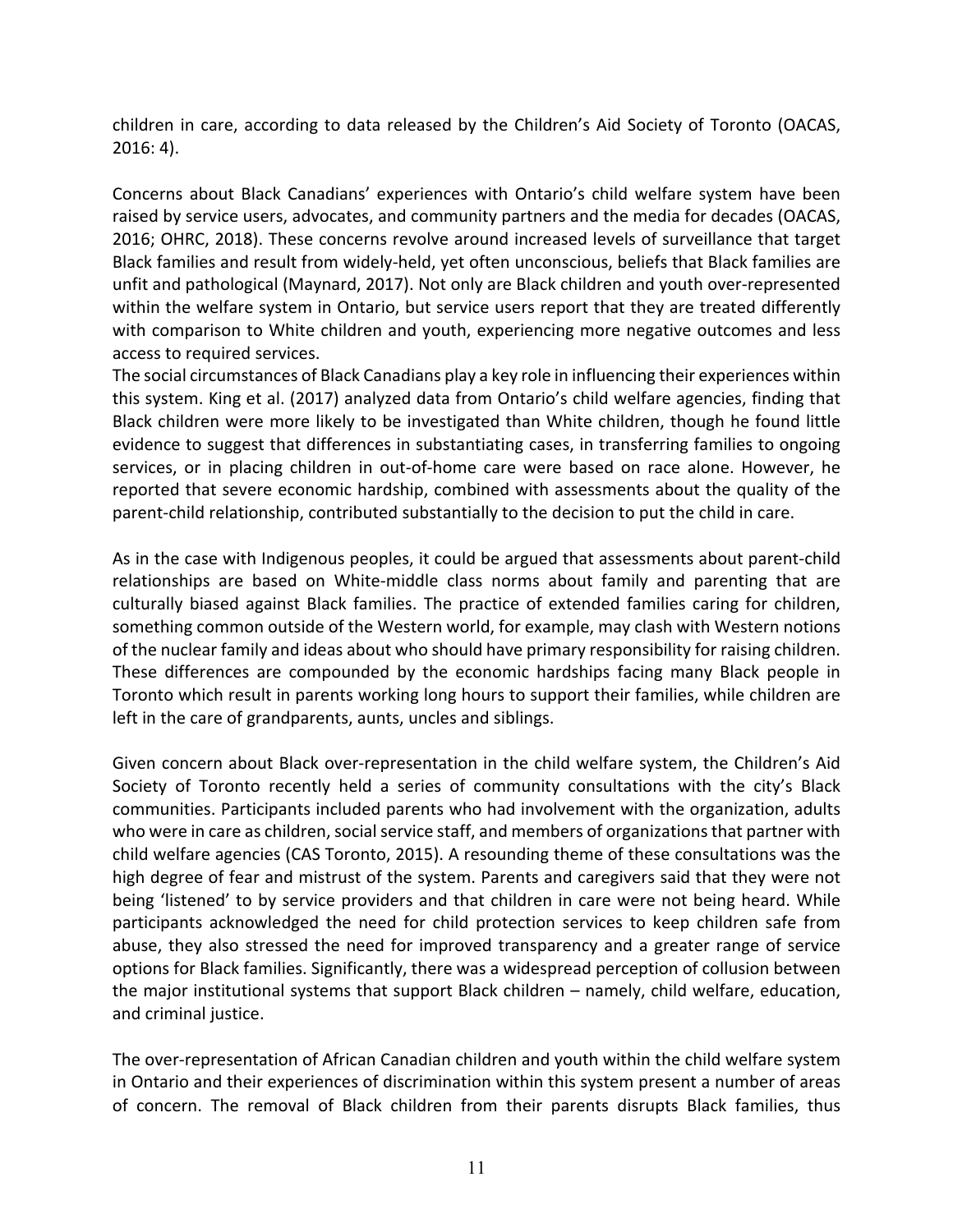children in care, according to data released by the Children's Aid Society of Toronto (OACAS, 2016: 4).

Concerns about Black Canadians' experiences with Ontario's child welfare system have been raised by service users, advocates, and community partners and the media for decades (OACAS, 2016; OHRC, 2018). These concerns revolve around increased levels of surveillance that target Black families and result from widely-held, yet often unconscious, beliefs that Black families are unfit and pathological (Maynard, 2017). Not only are Black children and youth over-represented within the welfare system in Ontario, but service users report that they are treated differently with comparison to White children and youth, experiencing more negative outcomes and less access to required services.

The social circumstances of Black Canadians play a key role in influencing their experiences within this system. King et al. (2017) analyzed data from Ontario's child welfare agencies, finding that Black children were more likely to be investigated than White children, though he found little evidence to suggest that differences in substantiating cases, in transferring families to ongoing services, or in placing children in out-of-home care were based on race alone. However, he reported that severe economic hardship, combined with assessments about the quality of the parent-child relationship, contributed substantially to the decision to put the child in care.

As in the case with Indigenous peoples, it could be argued that assessments about parent-child relationships are based on White-middle class norms about family and parenting that are culturally biased against Black families. The practice of extended families caring for children, something common outside of the Western world, for example, may clash with Western notions of the nuclear family and ideas about who should have primary responsibility for raising children. These differences are compounded by the economic hardships facing many Black people in Toronto which result in parents working long hours to support their families, while children are left in the care of grandparents, aunts, uncles and siblings.

Given concern about Black over-representation in the child welfare system, the Children's Aid Society of Toronto recently held a series of community consultations with the city's Black communities. Participants included parents who had involvement with the organization, adults who were in care as children, social service staff, and members of organizations that partner with child welfare agencies (CAS Toronto, 2015). A resounding theme of these consultations was the high degree of fear and mistrust of the system. Parents and caregivers said that they were not being 'listened' to by service providers and that children in care were not being heard. While participants acknowledged the need for child protection services to keep children safe from abuse, they also stressed the need for improved transparency and a greater range of service options for Black families. Significantly, there was a widespread perception of collusion between the major institutional systems that support Black children – namely, child welfare, education, and criminal justice.

The over-representation of African Canadian children and youth within the child welfare system in Ontario and their experiences of discrimination within this system present a number of areas of concern. The removal of Black children from their parents disrupts Black families, thus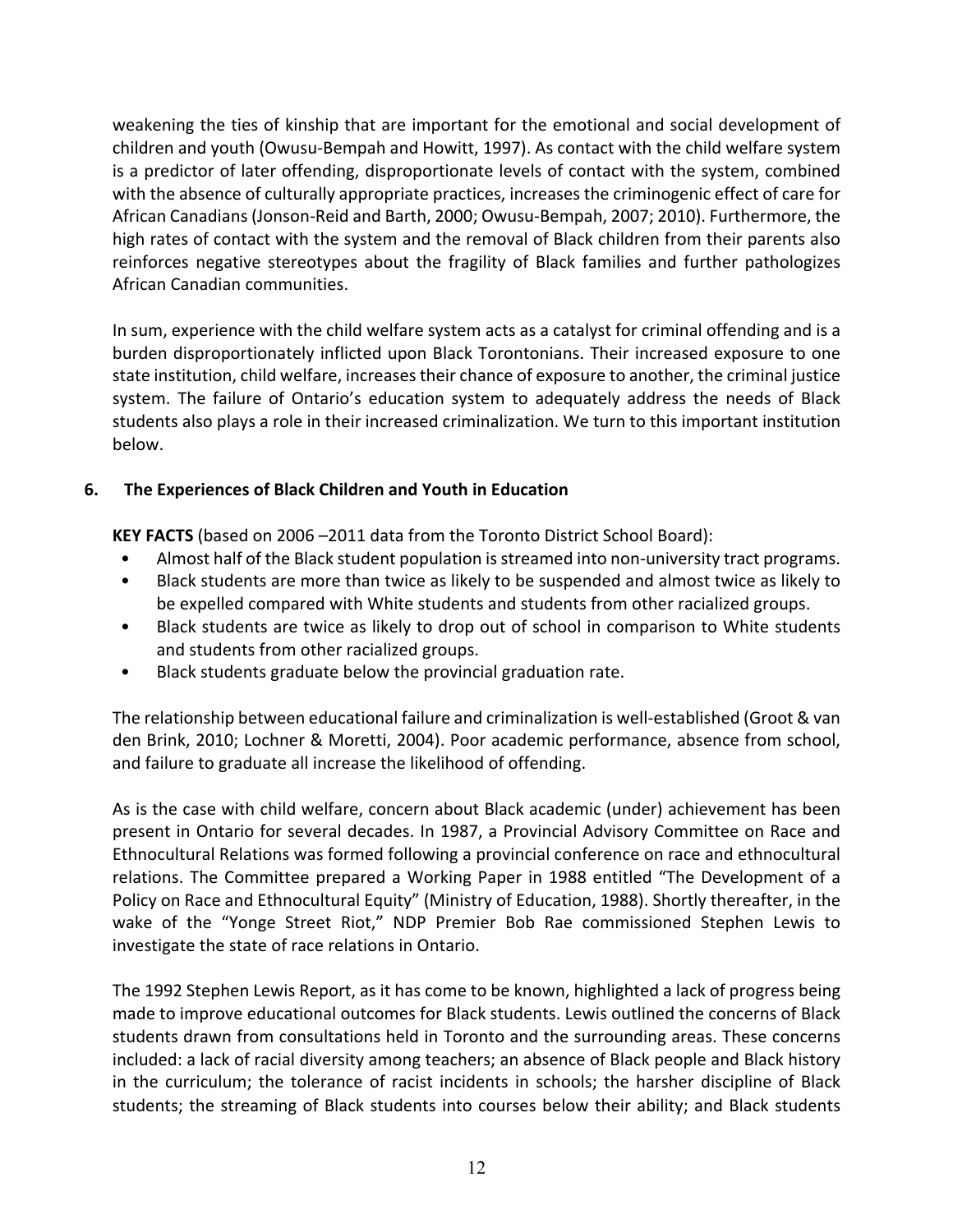weakening the ties of kinship that are important for the emotional and social development of children and youth (Owusu-Bempah and Howitt, 1997). As contact with the child welfare system is a predictor of later offending, disproportionate levels of contact with the system, combined with the absence of culturally appropriate practices, increases the criminogenic effect of care for African Canadians (Jonson-Reid and Barth, 2000; Owusu-Bempah, 2007; 2010). Furthermore, the high rates of contact with the system and the removal of Black children from their parents also reinforces negative stereotypes about the fragility of Black families and further pathologizes African Canadian communities.

In sum, experience with the child welfare system acts as a catalyst for criminal offending and is a burden disproportionately inflicted upon Black Torontonians. Their increased exposure to one state institution, child welfare, increases their chance of exposure to another, the criminal justice system. The failure of Ontario's education system to adequately address the needs of Black students also plays a role in their increased criminalization. We turn to this important institution below.

## 6. The Experiences of Black Children and Youth in Education

**KEY FACTS** (based on 2006 –2011 data from the Toronto District School Board):

- Almost half of the Black student population is streamed into non-university tract programs.
- Black students are more than twice as likely to be suspended and almost twice as likely to be expelled compared with White students and students from other racialized groups.
- Black students are twice as likely to drop out of school in comparison to White students and students from other racialized groups.
- Black students graduate below the provincial graduation rate.

The relationship between educational failure and criminalization is well-established (Groot & van den Brink, 2010; Lochner & Moretti, 2004). Poor academic performance, absence from school, and failure to graduate all increase the likelihood of offending.

As is the case with child welfare, concern about Black academic (under) achievement has been present in Ontario for several decades. In 1987, a Provincial Advisory Committee on Race and Ethnocultural Relations was formed following a provincial conference on race and ethnocultural relations. The Committee prepared a Working Paper in 1988 entitled "The Development of a Policy on Race and Ethnocultural Equity" (Ministry of Education, 1988). Shortly thereafter, in the wake of the "Yonge Street Riot," NDP Premier Bob Rae commissioned Stephen Lewis to investigate the state of race relations in Ontario.

The 1992 Stephen Lewis Report, as it has come to be known, highlighted a lack of progress being made to improve educational outcomes for Black students. Lewis outlined the concerns of Black students drawn from consultations held in Toronto and the surrounding areas. These concerns included: a lack of racial diversity among teachers; an absence of Black people and Black history in the curriculum; the tolerance of racist incidents in schools; the harsher discipline of Black students; the streaming of Black students into courses below their ability; and Black students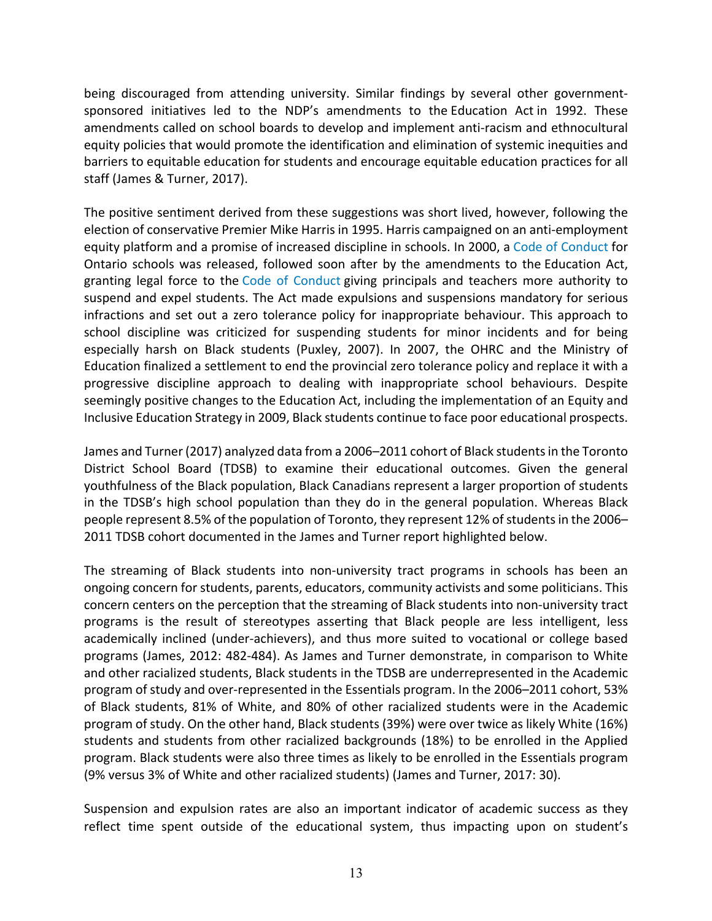being discouraged from attending university. Similar findings by several other government-sponsored initiatives led to the NDP's amendments to the Education Act in 1992. These amendments called on school boards to develop and implement anti-racism and ethnocultural equity policies that would promote the identification and elimination of systemic inequities and barriers to equitable education for students and encourage equitable education practices for all staff (James & Turner, 2017).

The positive sentiment derived from these suggestions was short lived, however, following the election of conservative Premier Mike Harris in 1995. Harris campaigned on an anti-employment equity platform and a promise of increased discipline in schools. In 2000, a Code of Conduct for Ontario schools was released, followed soon after by the amendments to the Education Act, granting legal force to the Code of Conduct giving principals and teachers more authority to suspend and expel students. The Act made expulsions and suspensions mandatory for serious infractions and set out a zero tolerance policy for inappropriate behaviour. This approach to school discipline was criticized for suspending students for minor incidents and for being especially harsh on Black students (Puxley, 2007). In 2007, the OHRC and the Ministry of Education finalized a settlement to end the provincial zero tolerance policy and replace it with a progressive discipline approach to dealing with inappropriate school behaviours. Despite seemingly positive changes to the Education Act, including the implementation of an Equity and Inclusive Education Strategy in 2009, Black students continue to face poor educational prospects.

James and Turner (2017) analyzed data from a 2006–2011 cohort of Black students in the Toronto District School Board (TDSB) to examine their educational outcomes. Given the general youthfulness of the Black population, Black Canadians represent a larger proportion of students in the TDSB's high school population than they do in the general population. Whereas Black people represent 8.5% of the population of Toronto, they represent 12% of students in the 2006–2011 TDSB cohort documented in the James and Turner report highlighted below.

The streaming of Black students into non-university tract programs in schools has been an ongoing concern for students, parents, educators, community activists and some politicians. This concern centers on the perception that the streaming of Black students into non-university tract programs is the result of stereotypes asserting that Black people are less intelligent, less academically inclined (under-achievers), and thus more suited to vocational or college based programs (James, 2012: 482-484). As James and Turner demonstrate, in comparison to White and other racialized students, Black students in the TDSB are underrepresented in the Academic program of study and over-represented in the Essentials program. In the 2006–2011 cohort, 53% of Black students, 81% of White, and 80% of other racialized students were in the Academic program of study. On the other hand, Black students (39%) were over twice as likely White (16%) students and students from other racialized backgrounds (18%) to be enrolled in the Applied program. Black students were also three times as likely to be enrolled in the Essentials program (9% versus 3% of White and other racialized students) (James and Turner, 2017: 30).

Suspension and expulsion rates are also an important indicator of academic success as they reflect time spent outside of the educational system, thus impacting upon on student's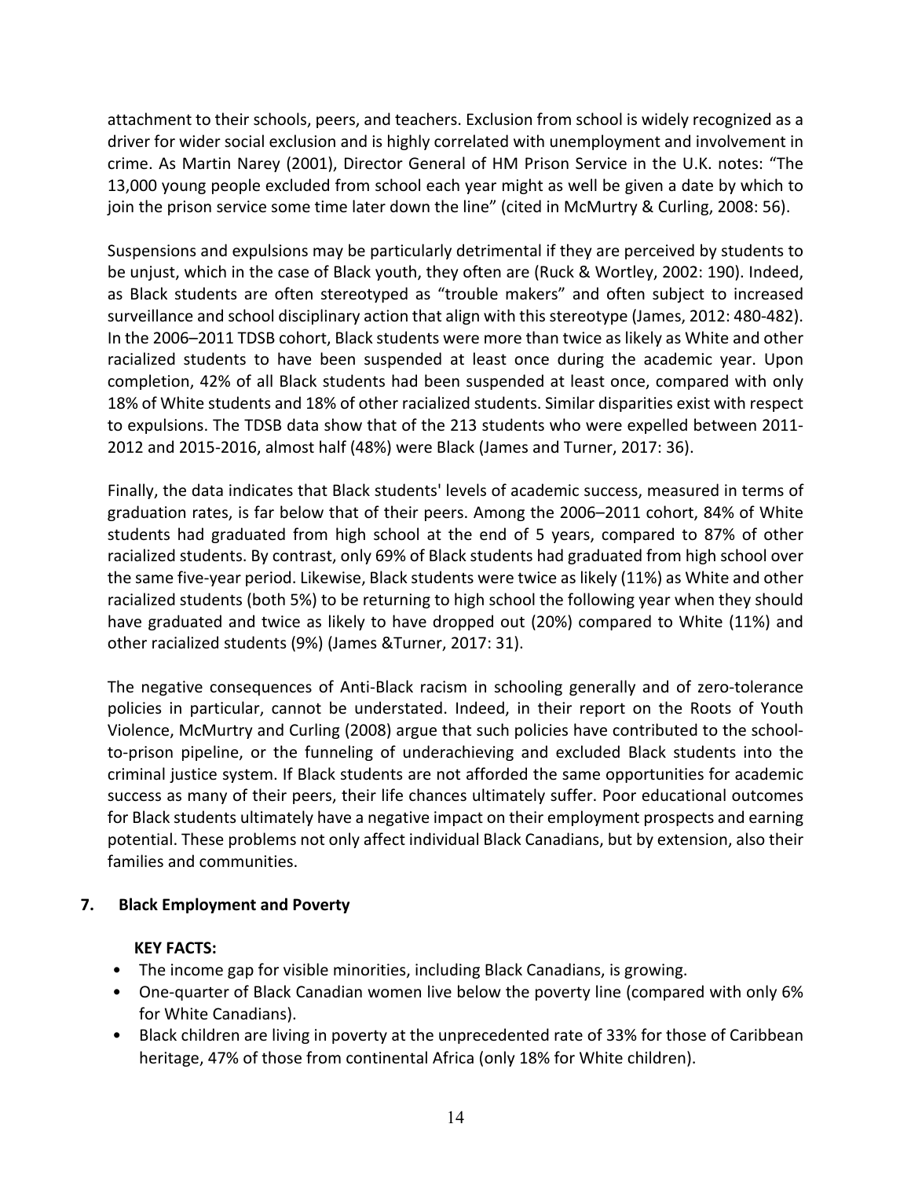attachment to their schools, peers, and teachers. Exclusion from school is widely recognized as a driver for wider social exclusion and is highly correlated with unemployment and involvement in crime. As Martin Narey (2001), Director General of HM Prison Service in the U.K. notes: "The 13,000 young people excluded from school each year might as well be given a date by which to join the prison service some time later down the line" (cited in McMurtry & Curling, 2008: 56).

Suspensions and expulsions may be particularly detrimental if they are perceived by students to be unjust, which in the case of Black youth, they often are (Ruck & Wortley, 2002: 190). Indeed, as Black students are often stereotyped as "trouble makers" and often subject to increased surveillance and school disciplinary action that align with this stereotype (James, 2012: 480-482). In the 2006–2011 TDSB cohort, Black students were more than twice as likely as White and other racialized students to have been suspended at least once during the academic year. Upon completion, 42% of all Black students had been suspended at least once, compared with only 18% of White students and 18% of other racialized students. Similar disparities exist with respect to expulsions. The TDSB data show that of the 213 students who were expelled between 2011-2012 and 2015-2016, almost half (48%) were Black (James and Turner, 2017: 36).

Finally, the data indicates that Black students' levels of academic success, measured in terms of graduation rates, is far below that of their peers. Among the 2006–2011 cohort, 84% of White students had graduated from high school at the end of 5 years, compared to 87% of other racialized students. By contrast, only 69% of Black students had graduated from high school over the same five-year period. Likewise, Black students were twice as likely (11%) as White and other racialized students (both 5%) to be returning to high school the following year when they should have graduated and twice as likely to have dropped out (20%) compared to White (11%) and other racialized students (9%) (James &Turner, 2017: 31).

The negative consequences of Anti-Black racism in schooling generally and of zero-tolerance policies in particular, cannot be understated. Indeed, in their report on the Roots of Youth Violence, McMurtry and Curling (2008) argue that such policies have contributed to the school-to-prison pipeline, or the funneling of underachieving and excluded Black students into the criminal justice system. If Black students are not afforded the same opportunities for academic success as many of their peers, their life chances ultimately suffer. Poor educational outcomes for Black students ultimately have a negative impact on their employment prospects and earning potential. These problems not only affect individual Black Canadians, but by extension, also their families and communities.

## 7. Black Employment and Poverty

**KEY FACTS:**

- The income gap for visible minorities, including Black Canadians, is growing.
- One-quarter of Black Canadian women live below the poverty line (compared with only 6% for White Canadians).
- Black children are living in poverty at the unprecedented rate of 33% for those of Caribbean heritage, 47% of those from continental Africa (only 18% for White children).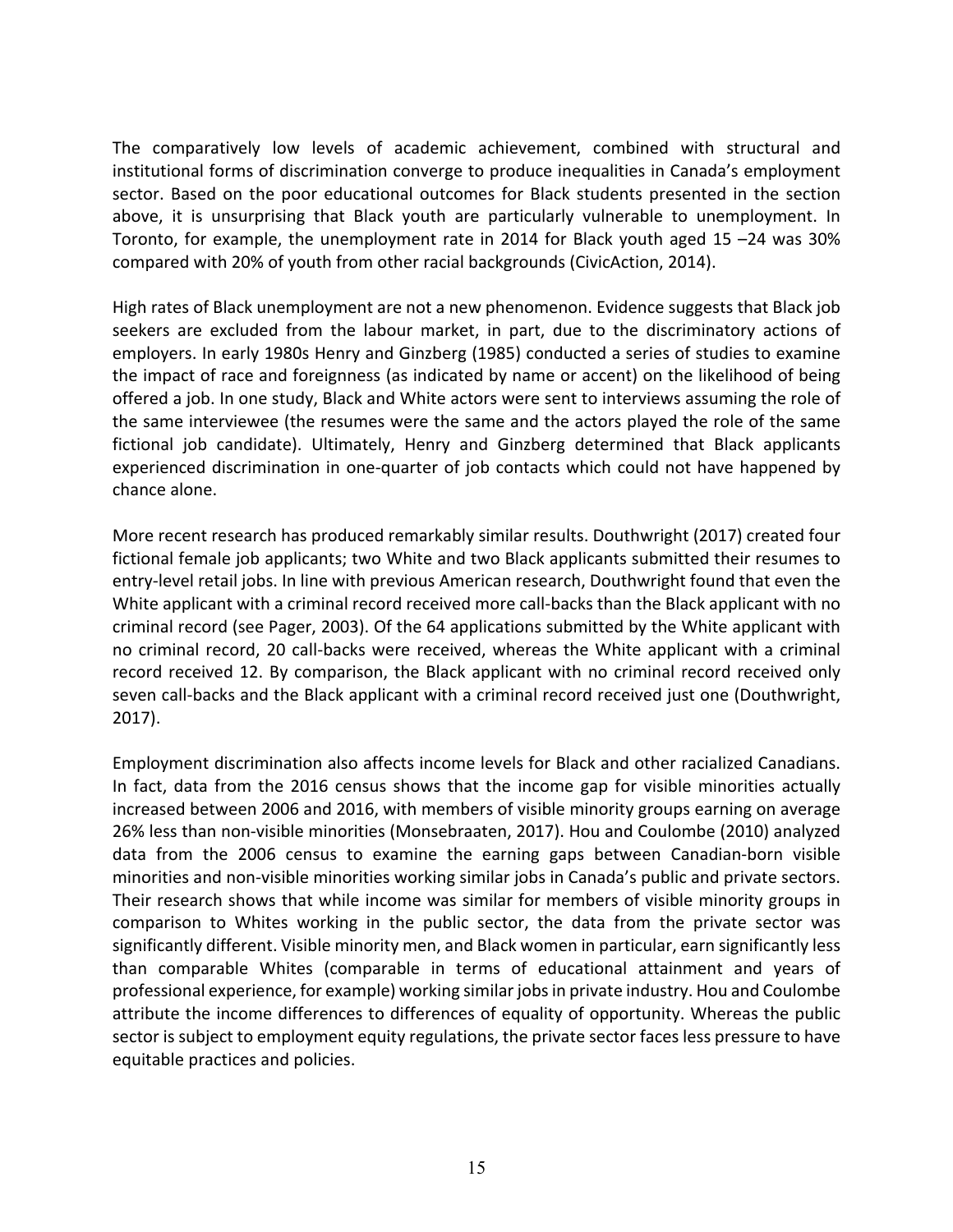The comparatively low levels of academic achievement, combined with structural and institutional forms of discrimination converge to produce inequalities in Canada's employment sector. Based on the poor educational outcomes for Black students presented in the section above, it is unsurprising that Black youth are particularly vulnerable to unemployment. In Toronto, for example, the unemployment rate in 2014 for Black youth aged 15 –24 was 30% compared with 20% of youth from other racial backgrounds (CivicAction, 2014).

High rates of Black unemployment are not a new phenomenon. Evidence suggests that Black job seekers are excluded from the labour market, in part, due to the discriminatory actions of employers. In early 1980s Henry and Ginzberg (1985) conducted a series of studies to examine the impact of race and foreignness (as indicated by name or accent) on the likelihood of being offered a job. In one study, Black and White actors were sent to interviews assuming the role of the same interviewee (the resumes were the same and the actors played the role of the same fictional job candidate). Ultimately, Henry and Ginzberg determined that Black applicants experienced discrimination in one-quarter of job contacts which could not have happened by chance alone.

More recent research has produced remarkably similar results. Douthwright (2017) created four fictional female job applicants; two White and two Black applicants submitted their resumes to entry-level retail jobs. In line with previous American research, Douthwright found that even the White applicant with a criminal record received more call-backs than the Black applicant with no criminal record (see Pager, 2003). Of the 64 applications submitted by the White applicant with no criminal record, 20 call-backs were received, whereas the White applicant with a criminal record received 12. By comparison, the Black applicant with no criminal record received only seven call-backs and the Black applicant with a criminal record received just one (Douthwright, 2017).

Employment discrimination also affects income levels for Black and other racialized Canadians. In fact, data from the 2016 census shows that the income gap for visible minorities actually increased between 2006 and 2016, with members of visible minority groups earning on average 26% less than non-visible minorities (Monsebraaten, 2017). Hou and Coulombe (2010) analyzed data from the 2006 census to examine the earning gaps between Canadian-born visible minorities and non-visible minorities working similar jobs in Canada's public and private sectors. Their research shows that while income was similar for members of visible minority groups in comparison to Whites working in the public sector, the data from the private sector was significantly different. Visible minority men, and Black women in particular, earn significantly less than comparable Whites (comparable in terms of educational attainment and years of professional experience, for example) working similar jobs in private industry. Hou and Coulombe attribute the income differences to differences of equality of opportunity. Whereas the public sector is subject to employment equity regulations, the private sector faces less pressure to have equitable practices and policies.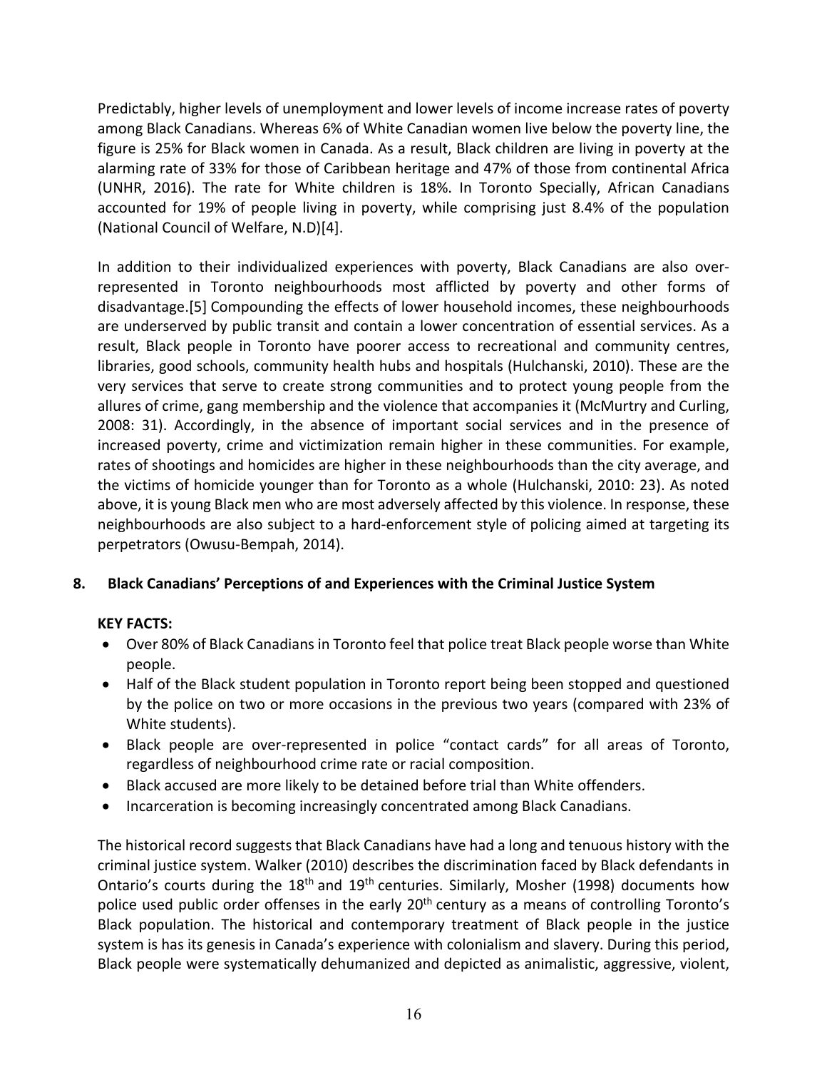Predictably, higher levels of unemployment and lower levels of income increase rates of poverty among Black Canadians. Whereas 6% of White Canadian women live below the poverty line, the figure is 25% for Black women in Canada. As a result, Black children are living in poverty at the alarming rate of 33% for those of Caribbean heritage and 47% of those from continental Africa (UNHR, 2016). The rate for White children is 18%. In Toronto Specially, African Canadians accounted for 19% of people living in poverty, while comprising just 8.4% of the population (National Council of Welfare, N.D)[4].

In addition to their individualized experiences with poverty, Black Canadians are also over-represented in Toronto neighbourhoods most afflicted by poverty and other forms of disadvantage.[5] Compounding the effects of lower household incomes, these neighbourhoods are underserved by public transit and contain a lower concentration of essential services. As a result, Black people in Toronto have poorer access to recreational and community centres, libraries, good schools, community health hubs and hospitals (Hulchanski, 2010). These are the very services that serve to create strong communities and to protect young people from the allures of crime, gang membership and the violence that accompanies it (McMurtry and Curling, 2008: 31). Accordingly, in the absence of important social services and in the presence of increased poverty, crime and victimization remain higher in these communities. For example, rates of shootings and homicides are higher in these neighbourhoods than the city average, and the victims of homicide younger than for Toronto as a whole (Hulchanski, 2010: 23). As noted above, it is young Black men who are most adversely affected by this violence. In response, these neighbourhoods are also subject to a hard-enforcement style of policing aimed at targeting its perpetrators (Owusu-Bempah, 2014).

## 8. Black Canadians' Perceptions of and Experiences with the Criminal Justice System

**KEY FACTS:**

- Over 80% of Black Canadians in Toronto feel that police treat Black people worse than White people.
- Half of the Black student population in Toronto report being been stopped and questioned by the police on two or more occasions in the previous two years (compared with 23% of White students).
- Black people are over-represented in police "contact cards" for all areas of Toronto, regardless of neighbourhood crime rate or racial composition.
- Black accused are more likely to be detained before trial than White offenders.
- Incarceration is becoming increasingly concentrated among Black Canadians.

The historical record suggests that Black Canadians have had a long and tenuous history with the criminal justice system. Walker (2010) describes the discrimination faced by Black defendants in Ontario's courts during the 18th and 19th centuries. Similarly, Mosher (1998) documents how police used public order offenses in the early 20th century as a means of controlling Toronto's Black population. The historical and contemporary treatment of Black people in the justice system is has its genesis in Canada's experience with colonialism and slavery. During this period, Black people were systematically dehumanized and depicted as animalistic, aggressive, violent,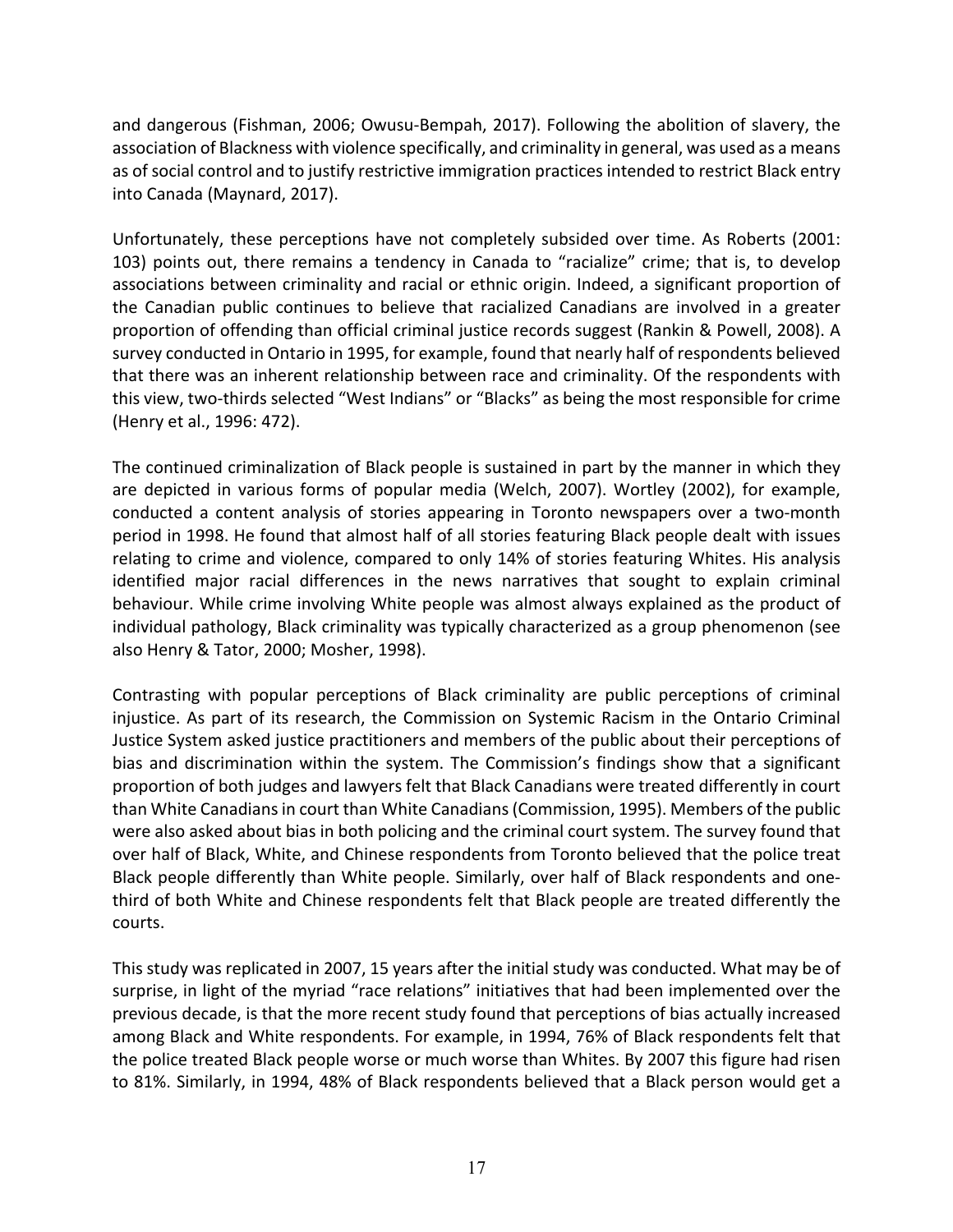and dangerous (Fishman, 2006; Owusu-Bempah, 2017). Following the abolition of slavery, the association of Blackness with violence specifically, and criminality in general, was used as a means as of social control and to justify restrictive immigration practices intended to restrict Black entry into Canada (Maynard, 2017).

Unfortunately, these perceptions have not completely subsided over time. As Roberts (2001: 103) points out, there remains a tendency in Canada to "racialize" crime; that is, to develop associations between criminality and racial or ethnic origin. Indeed, a significant proportion of the Canadian public continues to believe that racialized Canadians are involved in a greater proportion of offending than official criminal justice records suggest (Rankin & Powell, 2008). A survey conducted in Ontario in 1995, for example, found that nearly half of respondents believed that there was an inherent relationship between race and criminality. Of the respondents with this view, two-thirds selected "West Indians" or "Blacks" as being the most responsible for crime (Henry et al., 1996: 472).

The continued criminalization of Black people is sustained in part by the manner in which they are depicted in various forms of popular media (Welch, 2007). Wortley (2002), for example, conducted a content analysis of stories appearing in Toronto newspapers over a two-month period in 1998. He found that almost half of all stories featuring Black people dealt with issues relating to crime and violence, compared to only 14% of stories featuring Whites. His analysis identified major racial differences in the news narratives that sought to explain criminal behaviour. While crime involving White people was almost always explained as the product of individual pathology, Black criminality was typically characterized as a group phenomenon (see also Henry & Tator, 2000; Mosher, 1998).

Contrasting with popular perceptions of Black criminality are public perceptions of criminal injustice. As part of its research, the Commission on Systemic Racism in the Ontario Criminal Justice System asked justice practitioners and members of the public about their perceptions of bias and discrimination within the system. The Commission's findings show that a significant proportion of both judges and lawyers felt that Black Canadians were treated differently in court than White Canadians in court than White Canadians (Commission, 1995). Members of the public were also asked about bias in both policing and the criminal court system. The survey found that over half of Black, White, and Chinese respondents from Toronto believed that the police treat Black people differently than White people. Similarly, over half of Black respondents and one-third of both White and Chinese respondents felt that Black people are treated differently the courts.

This study was replicated in 2007, 15 years after the initial study was conducted. What may be of surprise, in light of the myriad "race relations" initiatives that had been implemented over the previous decade, is that the more recent study found that perceptions of bias actually increased among Black and White respondents. For example, in 1994, 76% of Black respondents felt that the police treated Black people worse or much worse than Whites. By 2007 this figure had risen to 81%. Similarly, in 1994, 48% of Black respondents believed that a Black person would get a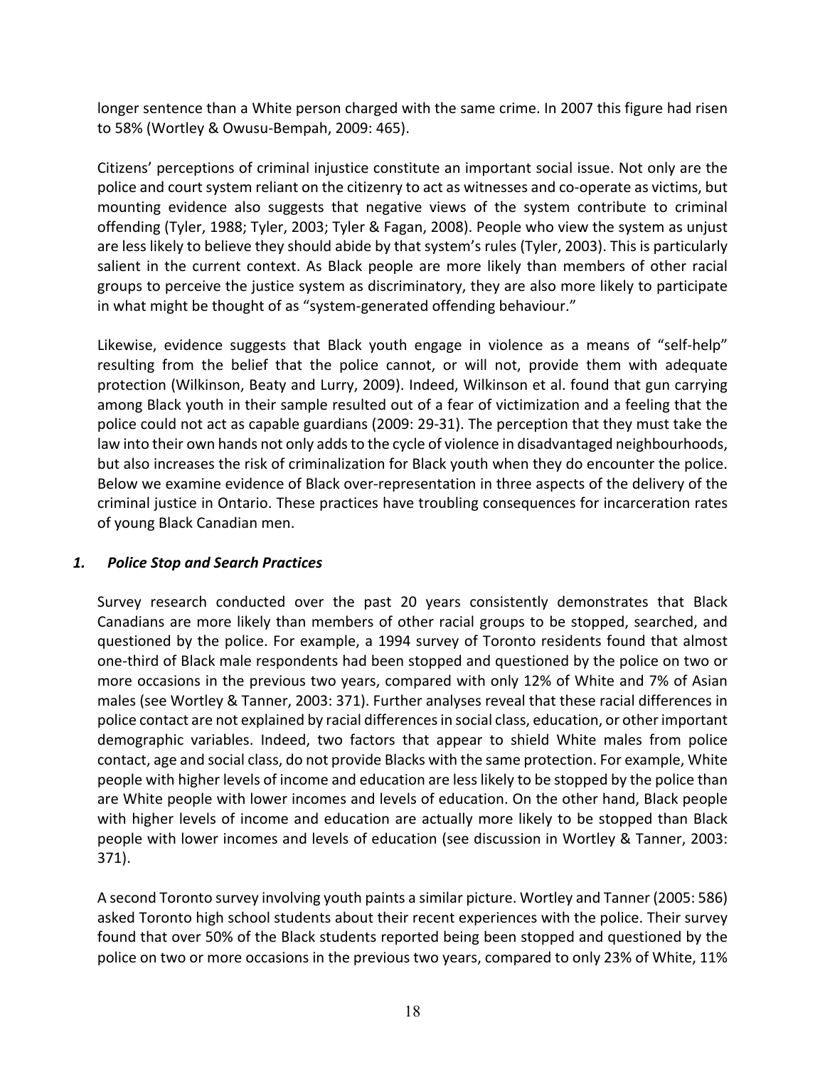longer sentence than a White person charged with the same crime. In 2007 this figure had risen to 58% (Wortley & Owusu-Bempah, 2009: 465).

Citizens' perceptions of criminal injustice constitute an important social issue. Not only are the police and court system reliant on the citizenry to act as witnesses and co-operate as victims, but mounting evidence also suggests that negative views of the system contribute to criminal offending (Tyler, 1988; Tyler, 2003; Tyler & Fagan, 2008). People who view the system as unjust are less likely to believe they should abide by that system's rules (Tyler, 2003). This is particularly salient in the current context. As Black people are more likely than members of other racial groups to perceive the justice system as discriminatory, they are also more likely to participate in what might be thought of as "system-generated offending behaviour."

Likewise, evidence suggests that Black youth engage in violence as a means of "self-help" resulting from the belief that the police cannot, or will not, provide them with adequate protection (Wilkinson, Beaty and Lurry, 2009). Indeed, Wilkinson et al. found that gun carrying among Black youth in their sample resulted out of a fear of victimization and a feeling that the police could not act as capable guardians (2009: 29-31). The perception that they must take the law into their own hands not only adds to the cycle of violence in disadvantaged neighbourhoods, but also increases the risk of criminalization for Black youth when they do encounter the police. Below we examine evidence of Black over-representation in three aspects of the delivery of the criminal justice in Ontario. These practices have troubling consequences for incarceration rates of young Black Canadian men.

### *1. Police Stop and Search Practices*

Survey research conducted over the past 20 years consistently demonstrates that Black Canadians are more likely than members of other racial groups to be stopped, searched, and questioned by the police. For example, a 1994 survey of Toronto residents found that almost one-third of Black male respondents had been stopped and questioned by the police on two or more occasions in the previous two years, compared with only 12% of White and 7% of Asian males (see Wortley & Tanner, 2003: 371). Further analyses reveal that these racial differences in police contact are not explained by racial differences in social class, education, or other important demographic variables. Indeed, two factors that appear to shield White males from police contact, age and social class, do not provide Blacks with the same protection. For example, White people with higher levels of income and education are less likely to be stopped by the police than are White people with lower incomes and levels of education. On the other hand, Black people with higher levels of income and education are actually more likely to be stopped than Black people with lower incomes and levels of education (see discussion in Wortley & Tanner, 2003: 371).

A second Toronto survey involving youth paints a similar picture. Wortley and Tanner (2005: 586) asked Toronto high school students about their recent experiences with the police. Their survey found that over 50% of the Black students reported being been stopped and questioned by the police on two or more occasions in the previous two years, compared to only 23% of White, 11%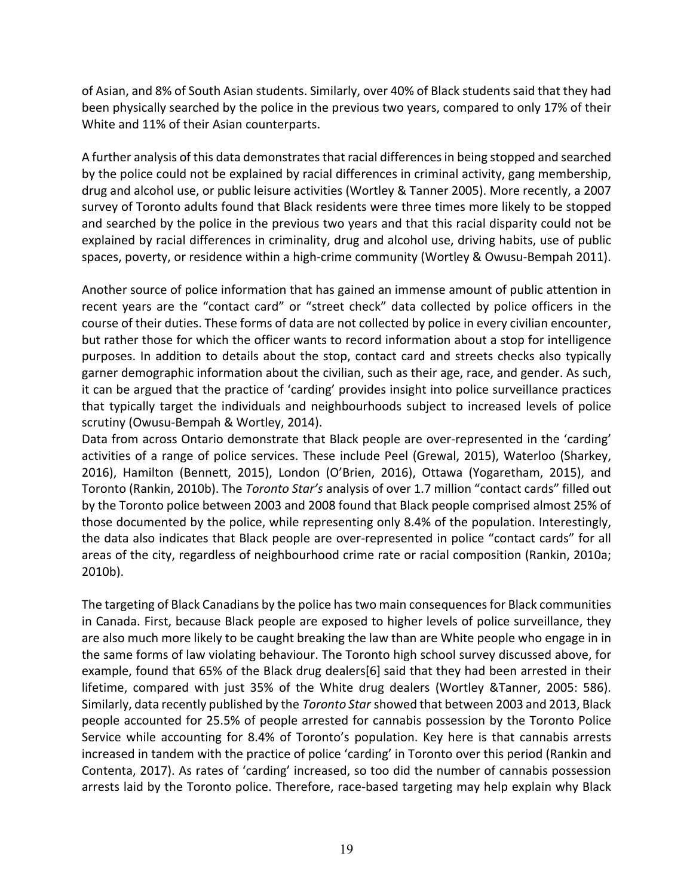of Asian, and 8% of South Asian students. Similarly, over 40% of Black students said that they had been physically searched by the police in the previous two years, compared to only 17% of their White and 11% of their Asian counterparts.

A further analysis of this data demonstrates that racial differences in being stopped and searched by the police could not be explained by racial differences in criminal activity, gang membership, drug and alcohol use, or public leisure activities (Wortley & Tanner 2005). More recently, a 2007 survey of Toronto adults found that Black residents were three times more likely to be stopped and searched by the police in the previous two years and that this racial disparity could not be explained by racial differences in criminality, drug and alcohol use, driving habits, use of public spaces, poverty, or residence within a high-crime community (Wortley & Owusu-Bempah 2011).

Another source of police information that has gained an immense amount of public attention in recent years are the "contact card" or "street check" data collected by police officers in the course of their duties. These forms of data are not collected by police in every civilian encounter, but rather those for which the officer wants to record information about a stop for intelligence purposes. In addition to details about the stop, contact card and streets checks also typically garner demographic information about the civilian, such as their age, race, and gender. As such, it can be argued that the practice of 'carding' provides insight into police surveillance practices that typically target the individuals and neighbourhoods subject to increased levels of police scrutiny (Owusu-Bempah & Wortley, 2014).

Data from across Ontario demonstrate that Black people are over-represented in the 'carding' activities of a range of police services. These include Peel (Grewal, 2015), Waterloo (Sharkey, 2016), Hamilton (Bennett, 2015), London (O'Brien, 2016), Ottawa (Yogaretham, 2015), and Toronto (Rankin, 2010b). The *Toronto Star's* analysis of over 1.7 million "contact cards" filled out by the Toronto police between 2003 and 2008 found that Black people comprised almost 25% of those documented by the police, while representing only 8.4% of the population. Interestingly, the data also indicates that Black people are over-represented in police "contact cards" for all areas of the city, regardless of neighbourhood crime rate or racial composition (Rankin, 2010a; 2010b).

The targeting of Black Canadians by the police has two main consequences for Black communities in Canada. First, because Black people are exposed to higher levels of police surveillance, they are also much more likely to be caught breaking the law than are White people who engage in in the same forms of law violating behaviour. The Toronto high school survey discussed above, for example, found that 65% of the Black drug dealers[6] said that they had been arrested in their lifetime, compared with just 35% of the White drug dealers (Wortley &Tanner, 2005: 586). Similarly, data recently published by the *Toronto Star* showed that between 2003 and 2013, Black people accounted for 25.5% of people arrested for cannabis possession by the Toronto Police Service while accounting for 8.4% of Toronto's population. Key here is that cannabis arrests increased in tandem with the practice of police 'carding' in Toronto over this period (Rankin and Contenta, 2017). As rates of 'carding' increased, so too did the number of cannabis possession arrests laid by the Toronto police. Therefore, race-based targeting may help explain why Black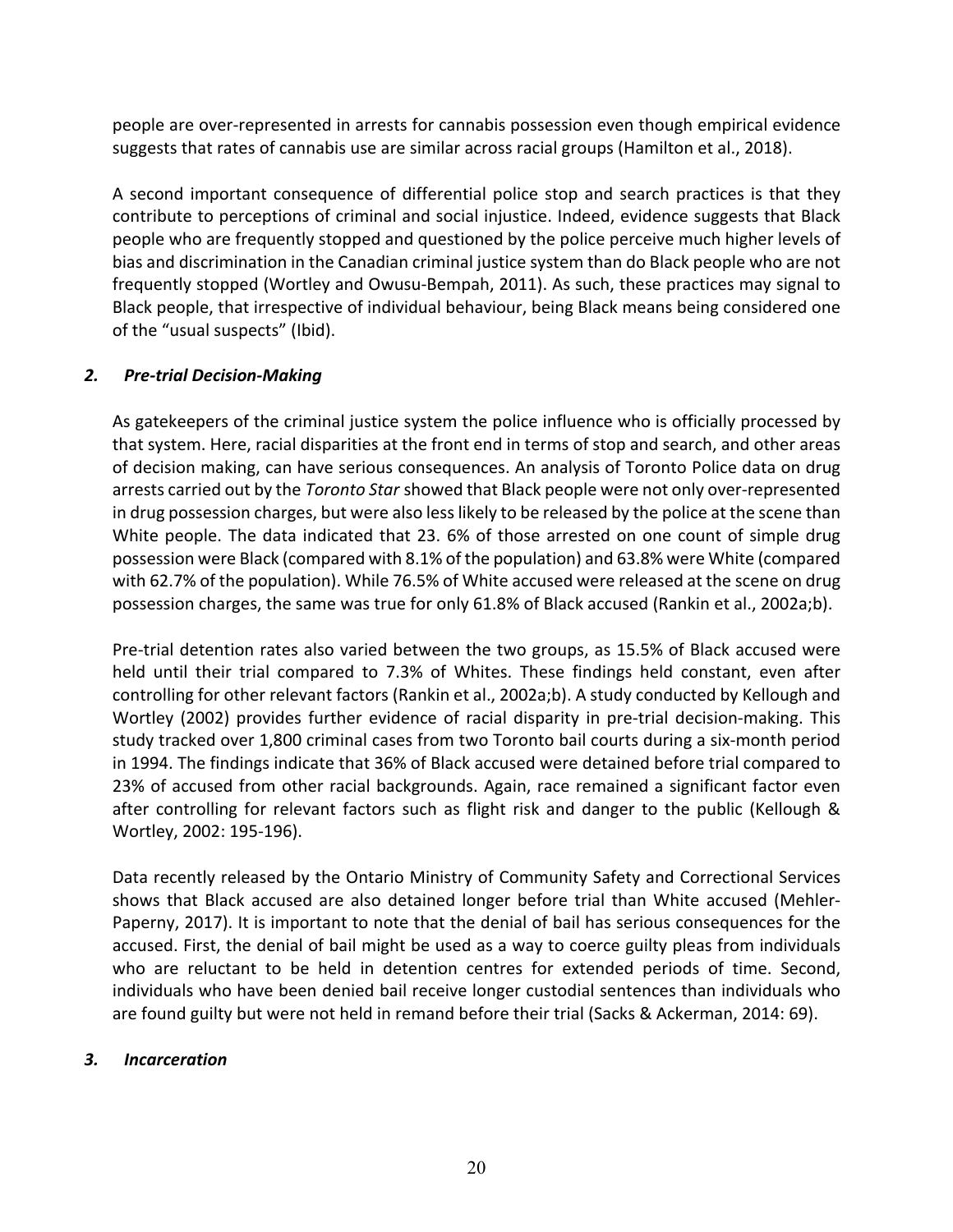people are over-represented in arrests for cannabis possession even though empirical evidence suggests that rates of cannabis use are similar across racial groups (Hamilton et al., 2018).

A second important consequence of differential police stop and search practices is that they contribute to perceptions of criminal and social injustice. Indeed, evidence suggests that Black people who are frequently stopped and questioned by the police perceive much higher levels of bias and discrimination in the Canadian criminal justice system than do Black people who are not frequently stopped (Wortley and Owusu-Bempah, 2011). As such, these practices may signal to Black people, that irrespective of individual behaviour, being Black means being considered one of the "usual suspects" (Ibid).

### *2. Pre-trial Decision-Making*

As gatekeepers of the criminal justice system the police influence who is officially processed by that system. Here, racial disparities at the front end in terms of stop and search, and other areas of decision making, can have serious consequences. An analysis of Toronto Police data on drug arrests carried out by the *Toronto Star* showed that Black people were not only over-represented in drug possession charges, but were also less likely to be released by the police at the scene than White people. The data indicated that 23. 6% of those arrested on one count of simple drug possession were Black (compared with 8.1% of the population) and 63.8% were White (compared with 62.7% of the population). While 76.5% of White accused were released at the scene on drug possession charges, the same was true for only 61.8% of Black accused (Rankin et al., 2002a;b).

Pre-trial detention rates also varied between the two groups, as 15.5% of Black accused were held until their trial compared to 7.3% of Whites. These findings held constant, even after controlling for other relevant factors (Rankin et al., 2002a;b). A study conducted by Kellough and Wortley (2002) provides further evidence of racial disparity in pre-trial decision-making. This study tracked over 1,800 criminal cases from two Toronto bail courts during a six-month period in 1994. The findings indicate that 36% of Black accused were detained before trial compared to 23% of accused from other racial backgrounds. Again, race remained a significant factor even after controlling for relevant factors such as flight risk and danger to the public (Kellough & Wortley, 2002: 195-196).

Data recently released by the Ontario Ministry of Community Safety and Correctional Services shows that Black accused are also detained longer before trial than White accused (Mehler-Paperny, 2017). It is important to note that the denial of bail has serious consequences for the accused. First, the denial of bail might be used as a way to coerce guilty pleas from individuals who are reluctant to be held in detention centres for extended periods of time. Second, individuals who have been denied bail receive longer custodial sentences than individuals who are found guilty but were not held in remand before their trial (Sacks & Ackerman, 2014: 69).

### *3. Incarceration*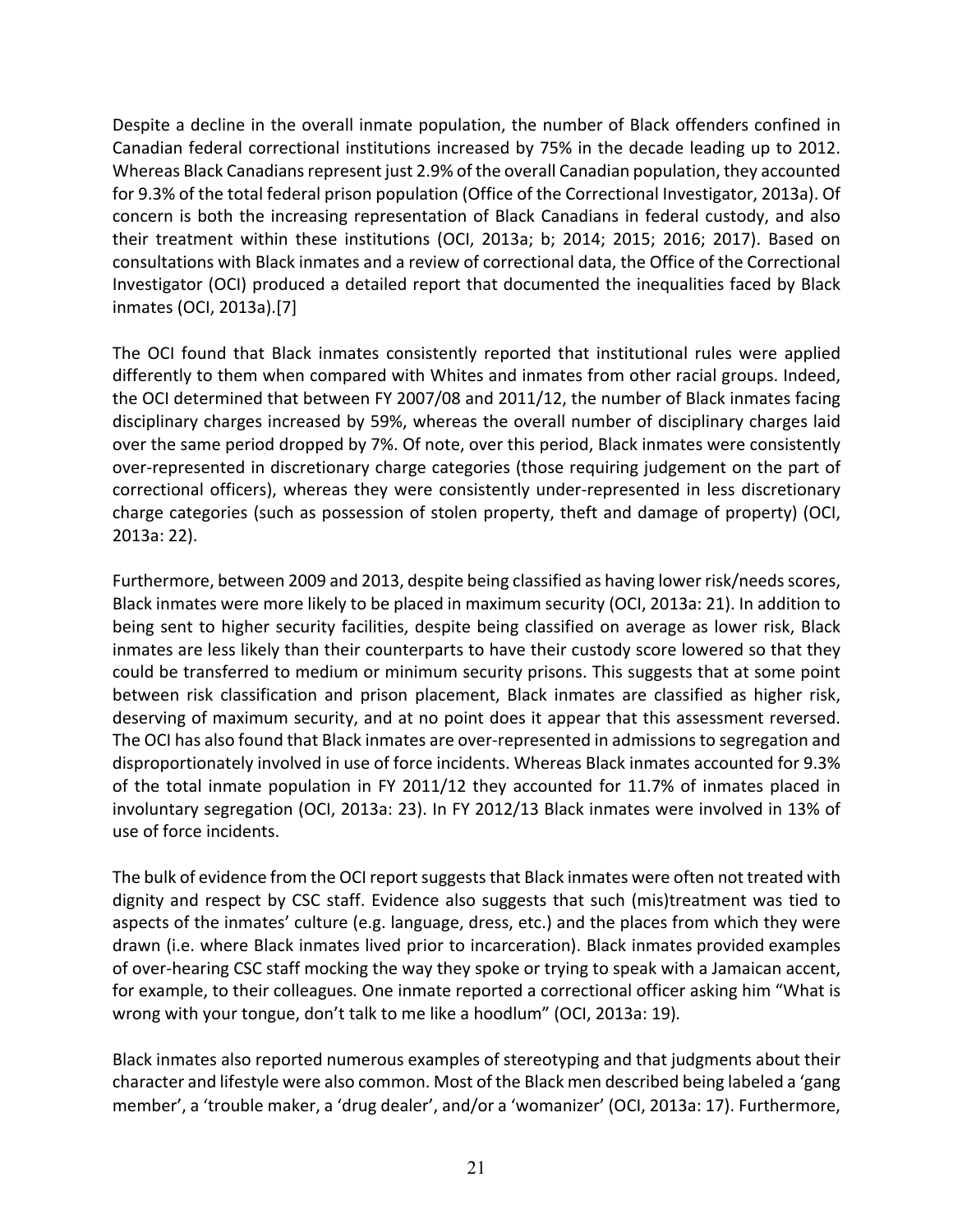Despite a decline in the overall inmate population, the number of Black offenders confined in Canadian federal correctional institutions increased by 75% in the decade leading up to 2012. Whereas Black Canadians represent just 2.9% of the overall Canadian population, they accounted for 9.3% of the total federal prison population (Office of the Correctional Investigator, 2013a). Of concern is both the increasing representation of Black Canadians in federal custody, and also their treatment within these institutions (OCI, 2013a; b; 2014; 2015; 2016; 2017). Based on consultations with Black inmates and a review of correctional data, the Office of the Correctional Investigator (OCI) produced a detailed report that documented the inequalities faced by Black inmates (OCI, 2013a).[7]

The OCI found that Black inmates consistently reported that institutional rules were applied differently to them when compared with Whites and inmates from other racial groups. Indeed, the OCI determined that between FY 2007/08 and 2011/12, the number of Black inmates facing disciplinary charges increased by 59%, whereas the overall number of disciplinary charges laid over the same period dropped by 7%. Of note, over this period, Black inmates were consistently over-represented in discretionary charge categories (those requiring judgement on the part of correctional officers), whereas they were consistently under-represented in less discretionary charge categories (such as possession of stolen property, theft and damage of property) (OCI, 2013a: 22).

Furthermore, between 2009 and 2013, despite being classified as having lower risk/needs scores, Black inmates were more likely to be placed in maximum security (OCI, 2013a: 21). In addition to being sent to higher security facilities, despite being classified on average as lower risk, Black inmates are less likely than their counterparts to have their custody score lowered so that they could be transferred to medium or minimum security prisons. This suggests that at some point between risk classification and prison placement, Black inmates are classified as higher risk, deserving of maximum security, and at no point does it appear that this assessment reversed. The OCI has also found that Black inmates are over-represented in admissions to segregation and disproportionately involved in use of force incidents. Whereas Black inmates accounted for 9.3% of the total inmate population in FY 2011/12 they accounted for 11.7% of inmates placed in involuntary segregation (OCI, 2013a: 23). In FY 2012/13 Black inmates were involved in 13% of use of force incidents.

The bulk of evidence from the OCI report suggests that Black inmates were often not treated with dignity and respect by CSC staff. Evidence also suggests that such (mis)treatment was tied to aspects of the inmates' culture (e.g. language, dress, etc.) and the places from which they were drawn (i.e. where Black inmates lived prior to incarceration). Black inmates provided examples of over-hearing CSC staff mocking the way they spoke or trying to speak with a Jamaican accent, for example, to their colleagues. One inmate reported a correctional officer asking him "What is wrong with your tongue, don't talk to me like a hoodlum" (OCI, 2013a: 19).

Black inmates also reported numerous examples of stereotyping and that judgments about their character and lifestyle were also common. Most of the Black men described being labeled a 'gang member', a 'trouble maker, a 'drug dealer', and/or a 'womanizer' (OCI, 2013a: 17). Furthermore,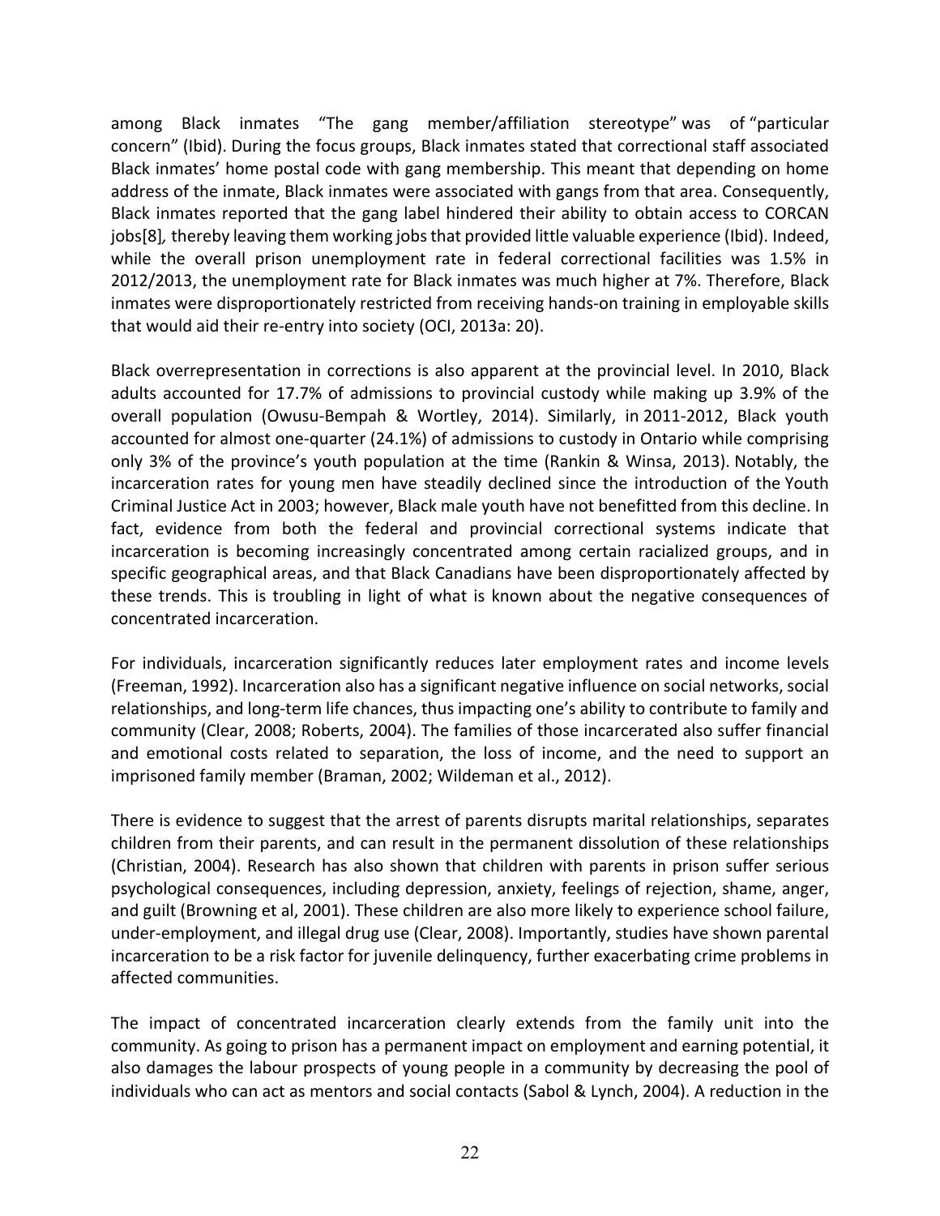among Black inmates "The gang member/affiliation stereotype" was of "particular concern" (Ibid). During the focus groups, Black inmates stated that correctional staff associated Black inmates' home postal code with gang membership. This meant that depending on home address of the inmate, Black inmates were associated with gangs from that area. Consequently, Black inmates reported that the gang label hindered their ability to obtain access to CORCAN jobs[8], thereby leaving them working jobs that provided little valuable experience (Ibid). Indeed, while the overall prison unemployment rate in federal correctional facilities was 1.5% in 2012/2013, the unemployment rate for Black inmates was much higher at 7%. Therefore, Black inmates were disproportionately restricted from receiving hands-on training in employable skills that would aid their re-entry into society (OCI, 2013a: 20).

Black overrepresentation in corrections is also apparent at the provincial level. In 2010, Black adults accounted for 17.7% of admissions to provincial custody while making up 3.9% of the overall population (Owusu-Bempah & Wortley, 2014). Similarly, in 2011-2012, Black youth accounted for almost one-quarter (24.1%) of admissions to custody in Ontario while comprising only 3% of the province's youth population at the time (Rankin & Winsa, 2013). Notably, the incarceration rates for young men have steadily declined since the introduction of the Youth Criminal Justice Act in 2003; however, Black male youth have not benefitted from this decline. In fact, evidence from both the federal and provincial correctional systems indicate that incarceration is becoming increasingly concentrated among certain racialized groups, and in specific geographical areas, and that Black Canadians have been disproportionately affected by these trends. This is troubling in light of what is known about the negative consequences of concentrated incarceration.

For individuals, incarceration significantly reduces later employment rates and income levels (Freeman, 1992). Incarceration also has a significant negative influence on social networks, social relationships, and long-term life chances, thus impacting one's ability to contribute to family and community (Clear, 2008; Roberts, 2004). The families of those incarcerated also suffer financial and emotional costs related to separation, the loss of income, and the need to support an imprisoned family member (Braman, 2002; Wildeman et al., 2012).

There is evidence to suggest that the arrest of parents disrupts marital relationships, separates children from their parents, and can result in the permanent dissolution of these relationships (Christian, 2004). Research has also shown that children with parents in prison suffer serious psychological consequences, including depression, anxiety, feelings of rejection, shame, anger, and guilt (Browning et al, 2001). These children are also more likely to experience school failure, under-employment, and illegal drug use (Clear, 2008). Importantly, studies have shown parental incarceration to be a risk factor for juvenile delinquency, further exacerbating crime problems in affected communities.

The impact of concentrated incarceration clearly extends from the family unit into the community. As going to prison has a permanent impact on employment and earning potential, it also damages the labour prospects of young people in a community by decreasing the pool of individuals who can act as mentors and social contacts (Sabol & Lynch, 2004). A reduction in the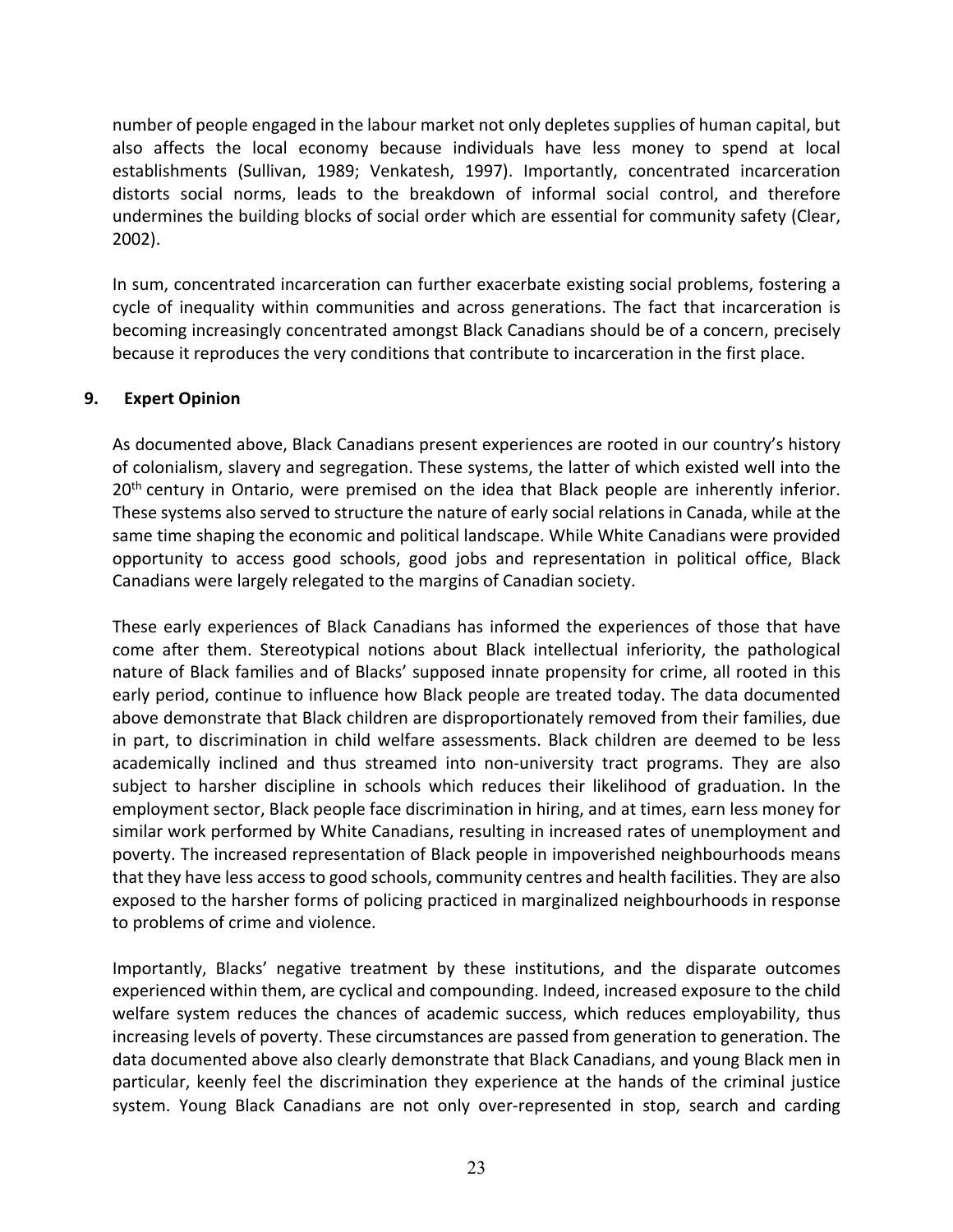number of people engaged in the labour market not only depletes supplies of human capital, but also affects the local economy because individuals have less money to spend at local establishments (Sullivan, 1989; Venkatesh, 1997). Importantly, concentrated incarceration distorts social norms, leads to the breakdown of informal social control, and therefore undermines the building blocks of social order which are essential for community safety (Clear, 2002).

In sum, concentrated incarceration can further exacerbate existing social problems, fostering a cycle of inequality within communities and across generations. The fact that incarceration is becoming increasingly concentrated amongst Black Canadians should be of a concern, precisely because it reproduces the very conditions that contribute to incarceration in the first place.

## 9. Expert Opinion

As documented above, Black Canadians present experiences are rooted in our country's history of colonialism, slavery and segregation. These systems, the latter of which existed well into the 20th century in Ontario, were premised on the idea that Black people are inherently inferior. These systems also served to structure the nature of early social relations in Canada, while at the same time shaping the economic and political landscape. While White Canadians were provided opportunity to access good schools, good jobs and representation in political office, Black Canadians were largely relegated to the margins of Canadian society.

These early experiences of Black Canadians has informed the experiences of those that have come after them. Stereotypical notions about Black intellectual inferiority, the pathological nature of Black families and of Blacks' supposed innate propensity for crime, all rooted in this early period, continue to influence how Black people are treated today. The data documented above demonstrate that Black children are disproportionately removed from their families, due in part, to discrimination in child welfare assessments. Black children are deemed to be less academically inclined and thus streamed into non-university tract programs. They are also subject to harsher discipline in schools which reduces their likelihood of graduation. In the employment sector, Black people face discrimination in hiring, and at times, earn less money for similar work performed by White Canadians, resulting in increased rates of unemployment and poverty. The increased representation of Black people in impoverished neighbourhoods means that they have less access to good schools, community centres and health facilities. They are also exposed to the harsher forms of policing practiced in marginalized neighbourhoods in response to problems of crime and violence.

Importantly, Blacks' negative treatment by these institutions, and the disparate outcomes experienced within them, are cyclical and compounding. Indeed, increased exposure to the child welfare system reduces the chances of academic success, which reduces employability, thus increasing levels of poverty. These circumstances are passed from generation to generation. The data documented above also clearly demonstrate that Black Canadians, and young Black men in particular, keenly feel the discrimination they experience at the hands of the criminal justice system. Young Black Canadians are not only over-represented in stop, search and carding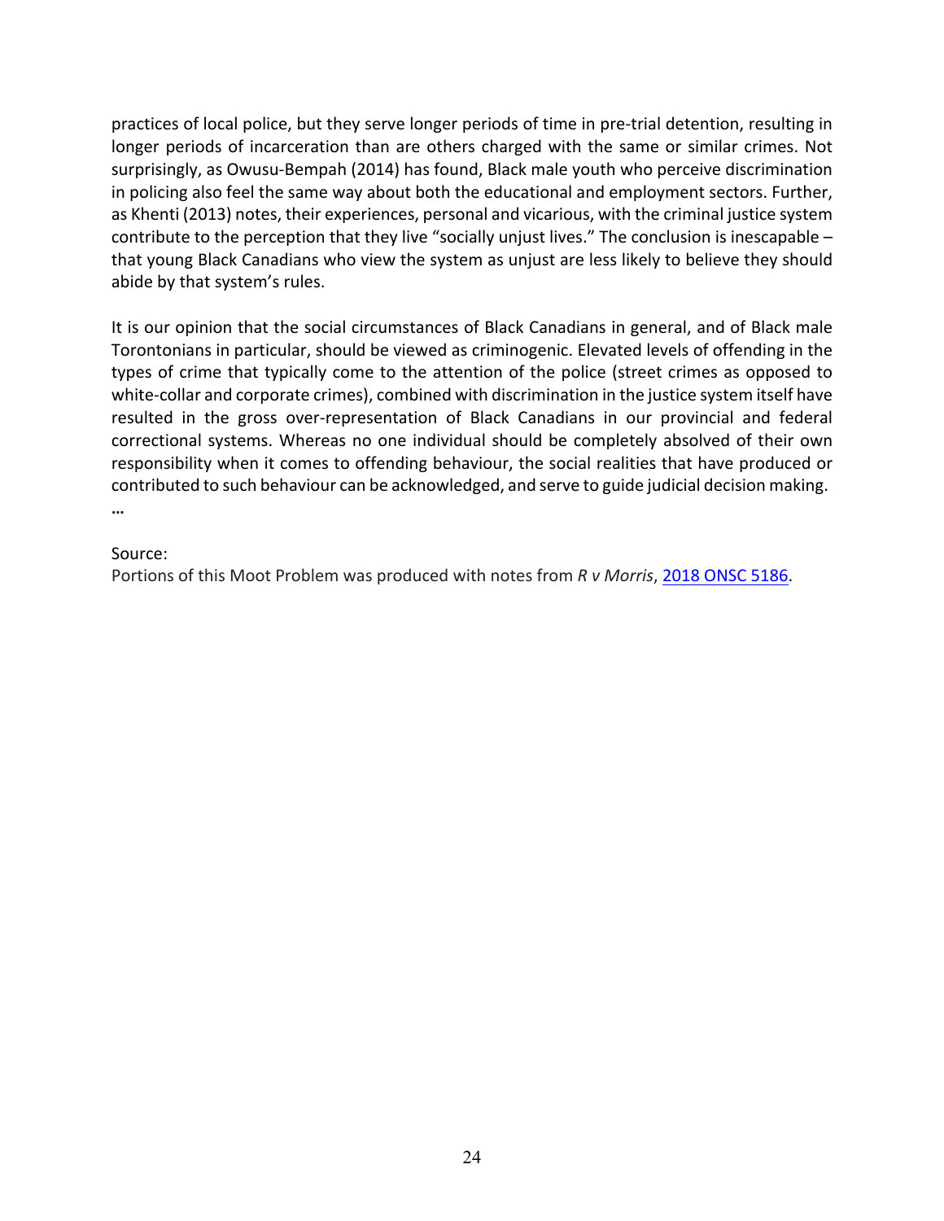practices of local police, but they serve longer periods of time in pre-trial detention, resulting in longer periods of incarceration than are others charged with the same or similar crimes. Not surprisingly, as Owusu-Bempah (2014) has found, Black male youth who perceive discrimination in policing also feel the same way about both the educational and employment sectors. Further, as Khenti (2013) notes, their experiences, personal and vicarious, with the criminal justice system contribute to the perception that they live "socially unjust lives." The conclusion is inescapable – that young Black Canadians who view the system as unjust are less likely to believe they should abide by that system's rules.

It is our opinion that the social circumstances of Black Canadians in general, and of Black male Torontonians in particular, should be viewed as criminogenic. Elevated levels of offending in the types of crime that typically come to the attention of the police (street crimes as opposed to white-collar and corporate crimes), combined with discrimination in the justice system itself have resulted in the gross over-representation of Black Canadians in our provincial and federal correctional systems. Whereas no one individual should be completely absolved of their own responsibility when it comes to offending behaviour, the social realities that have produced or contributed to such behaviour can be acknowledged, and serve to guide judicial decision making.

…

Source:
Portions of this Moot Problem was produced with notes from *R v Morris*, 2018 ONSC 5186.